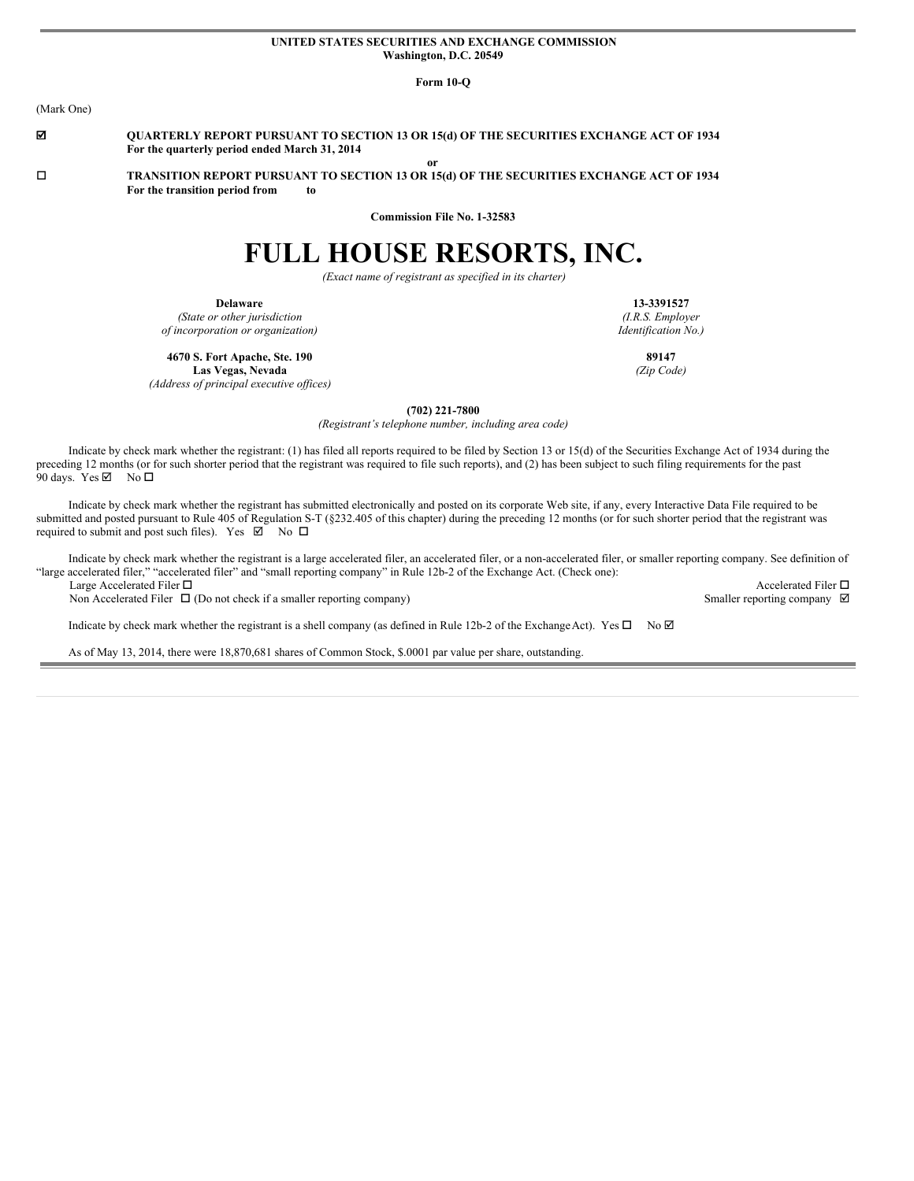**UNITED STATES SECURITIES AND EXCHANGE COMMISSION**
**Washington, D.C. 20549**

**Form 10-Q**

(Mark One)

☑ **QUARTERLY REPORT PURSUANT TO SECTION 13 OR 15(d) OF THE SECURITIES EXCHANGE ACT OF 1934**
**For the quarterly period ended March 31, 2014**

**or**

☐ **TRANSITION REPORT PURSUANT TO SECTION 13 OR 15(d) OF THE SECURITIES EXCHANGE ACT OF 1934**
**For the transition period from to**

**Commission File No. 1-32583**

# FULL HOUSE RESORTS, INC.

*(Exact name of registrant as specified in its charter)*

| | |
|---|---|
| **Delaware** | **13-3391527** |
| *(State or other jurisdiction of incorporation or organization)* | *(I.R.S. Employer Identification No.)* |
| **4670 S. Fort Apache, Ste. 190 Las Vegas, Nevada** | **89147** |
| *(Address of principal executive offices)* | *(Zip Code)* |

**(702) 221-7800**
*(Registrant's telephone number, including area code)*

Indicate by check mark whether the registrant: (1) has filed all reports required to be filed by Section 13 or 15(d) of the Securities Exchange Act of 1934 during the preceding 12 months (or for such shorter period that the registrant was required to file such reports), and (2) has been subject to such filing requirements for the past 90 days. Yes ☑ No ☐

Indicate by check mark whether the registrant has submitted electronically and posted on its corporate Web site, if any, every Interactive Data File required to be submitted and posted pursuant to Rule 405 of Regulation S-T (§232.405 of this chapter) during the preceding 12 months (or for such shorter period that the registrant was required to submit and post such files). Yes ☑ No ☐

Indicate by check mark whether the registrant is a large accelerated filer, an accelerated filer, or a non-accelerated filer, or smaller reporting company. See definition of "large accelerated filer," "accelerated filer" and "small reporting company" in Rule 12b-2 of the Exchange Act. (Check one):

| | |
|---|---|
| Large Accelerated Filer ☐ | Accelerated Filer ☐ |
| Non Accelerated Filer ☐ (Do not check if a smaller reporting company) | Smaller reporting company ☑ |

Indicate by check mark whether the registrant is a shell company (as defined in Rule 12b-2 of the Exchange Act). Yes ☐ No ☑

As of May 13, 2014, there were 18,870,681 shares of Common Stock, $.0001 par value per share, outstanding.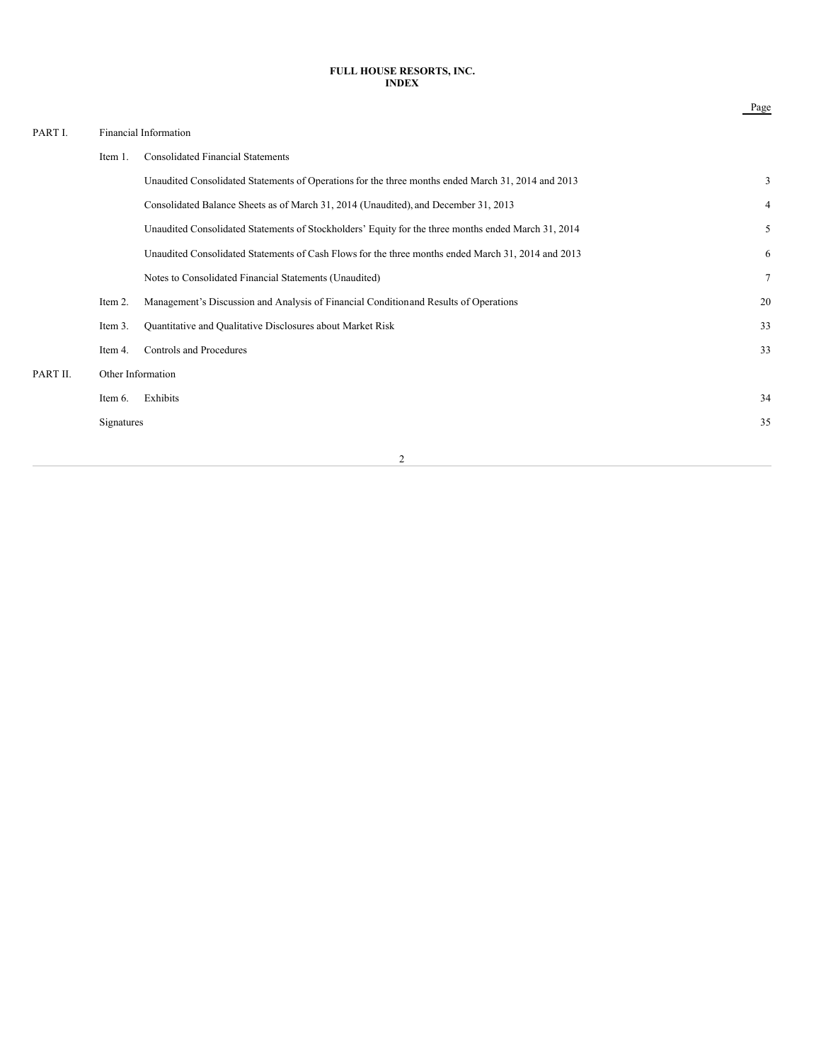# FULL HOUSE RESORTS, INC.
## INDEX

| | | | Page |
|---|---|---|---|
| PART I. | Financial Information | | |
| | Item 1. | Consolidated Financial Statements | |
| | | Unaudited Consolidated Statements of Operations for the three months ended March 31, 2014 and 2013 | 3 |
| | | Consolidated Balance Sheets as of March 31, 2014 (Unaudited), and December 31, 2013 | 4 |
| | | Unaudited Consolidated Statements of Stockholders' Equity for the three months ended March 31, 2014 | 5 |
| | | Unaudited Consolidated Statements of Cash Flows for the three months ended March 31, 2014 and 2013 | 6 |
| | | Notes to Consolidated Financial Statements (Unaudited) | 7 |
| | Item 2. | Management's Discussion and Analysis of Financial Condition and Results of Operations | 20 |
| | Item 3. | Quantitative and Qualitative Disclosures about Market Risk | 33 |
| | Item 4. | Controls and Procedures | 33 |
| PART II. | Other Information | | |
| | Item 6. | Exhibits | 34 |
| | Signatures | | 35 |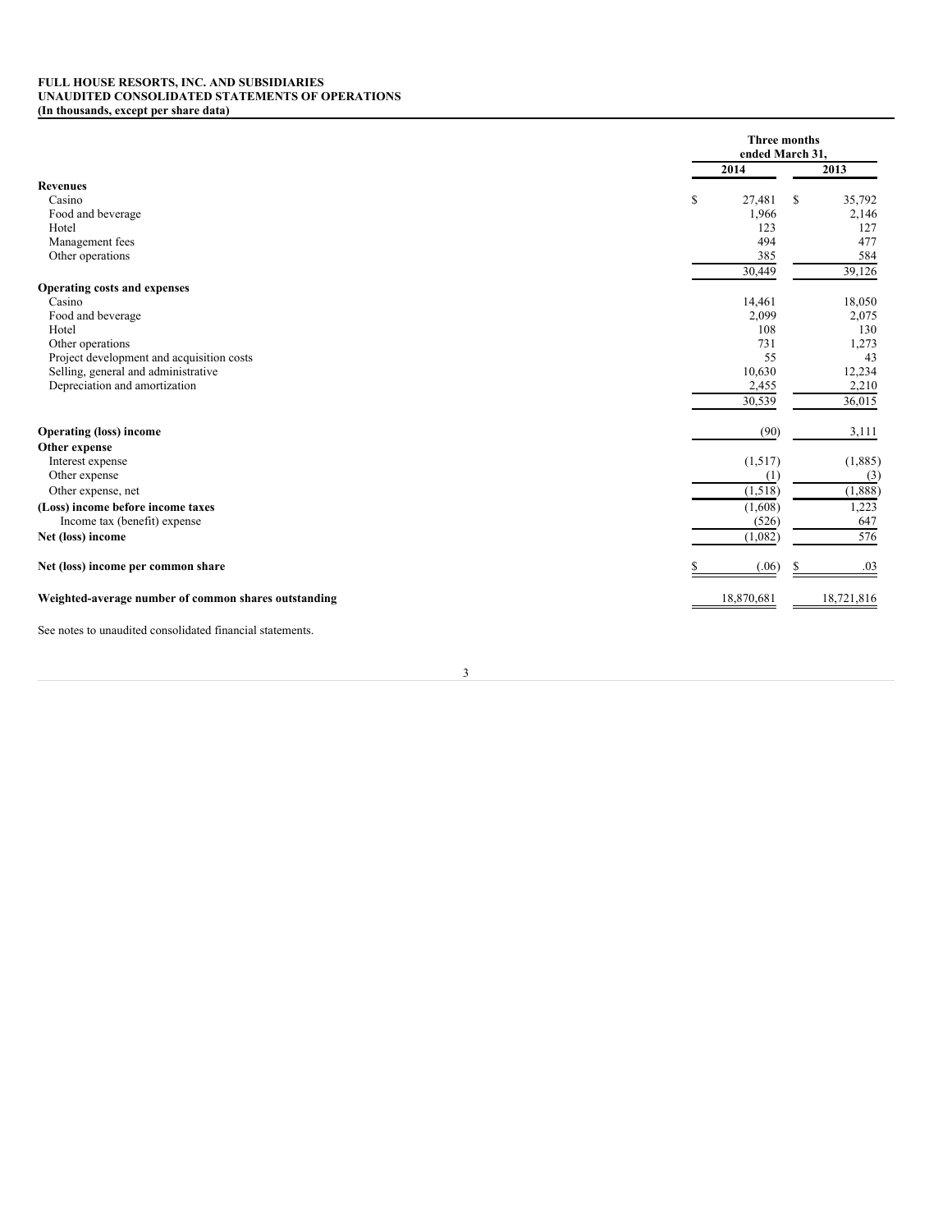**FULL HOUSE RESORTS, INC. AND SUBSIDIARIES**
**UNAUDITED CONSOLIDATED STATEMENTS OF OPERATIONS**
**(In thousands, except per share data)**

| | Three months ended March 31, | |
|---|---|---|
| | 2014 | 2013 |
| **Revenues** | | |
| Casino | $ 27,481 | $ 35,792 |
| Food and beverage | 1,966 | 2,146 |
| Hotel | 123 | 127 |
| Management fees | 494 | 477 |
| Other operations | 385 | 584 |
| | 30,449 | 39,126 |
| **Operating costs and expenses** | | |
| Casino | 14,461 | 18,050 |
| Food and beverage | 2,099 | 2,075 |
| Hotel | 108 | 130 |
| Other operations | 731 | 1,273 |
| Project development and acquisition costs | 55 | 43 |
| Selling, general and administrative | 10,630 | 12,234 |
| Depreciation and amortization | 2,455 | 2,210 |
| | 30,539 | 36,015 |
| **Operating (loss) income** | (90) | 3,111 |
| **Other expense** | | |
| Interest expense | (1,517) | (1,885) |
| Other expense | (1) | (3) |
| Other expense, net | (1,518) | (1,888) |
| **(Loss) income before income taxes** | (1,608) | 1,223 |
| Income tax (benefit) expense | (526) | 647 |
| **Net (loss) income** | (1,082) | 576 |
| **Net (loss) income per common share** | $ (.06) | $ .03 |
| **Weighted-average number of common shares outstanding** | 18,870,681 | 18,721,816 |

See notes to unaudited consolidated financial statements.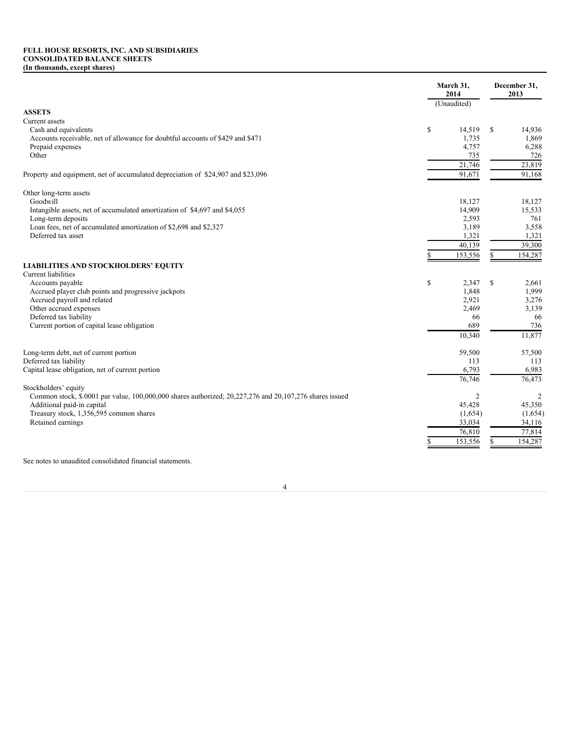**FULL HOUSE RESORTS, INC. AND SUBSIDIARIES**
**CONSOLIDATED BALANCE SHEETS**
**(In thousands, except shares)**

| | March 31, 2014 (Unaudited) | December 31, 2013 |
|---|---|---|
| **ASSETS** | | |
| Current assets | | |
| Cash and equivalents | $ 14,519 | $ 14,936 |
| Accounts receivable, net of allowance for doubtful accounts of $429 and $471 | 1,735 | 1,869 |
| Prepaid expenses | 4,757 | 6,288 |
| Other | 735 | 726 |
| | 21,746 | 23,819 |
| Property and equipment, net of accumulated depreciation of $24,907 and $23,096 | 91,671 | 91,168 |
| Other long-term assets | | |
| Goodwill | 18,127 | 18,127 |
| Intangible assets, net of accumulated amortization of $4,697 and $4,055 | 14,909 | 15,533 |
| Long-term deposits | 2,593 | 761 |
| Loan fees, net of accumulated amortization of $2,698 and $2,327 | 3,189 | 3,558 |
| Deferred tax asset | 1,321 | 1,321 |
| | 40,139 | 39,300 |
| | $ 153,556 | $ 154,287 |
| **LIABILITIES AND STOCKHOLDERS' EQUITY** | | |
| Current liabilities | | |
| Accounts payable | $ 2,347 | $ 2,661 |
| Accrued player club points and progressive jackpots | 1,848 | 1,999 |
| Accrued payroll and related | 2,921 | 3,276 |
| Other accrued expenses | 2,469 | 3,139 |
| Deferred tax liability | 66 | 66 |
| Current portion of capital lease obligation | 689 | 736 |
| | 10,340 | 11,877 |
| Long-term debt, net of current portion | 59,500 | 57,500 |
| Deferred tax liability | 113 | 113 |
| Capital lease obligation, net of current portion | 6,793 | 6,983 |
| | 76,746 | 76,473 |
| Stockholders' equity | | |
| Common stock, $.0001 par value, 100,000,000 shares authorized; 20,227,276 and 20,107,276 shares issued | 2 | 2 |
| Additional paid-in capital | 45,428 | 45,350 |
| Treasury stock, 1,356,595 common shares | (1,654) | (1,654) |
| Retained earnings | 33,034 | 34,116 |
| | 76,810 | 77,814 |
| | $ 153,556 | $ 154,287 |

See notes to unaudited consolidated financial statements.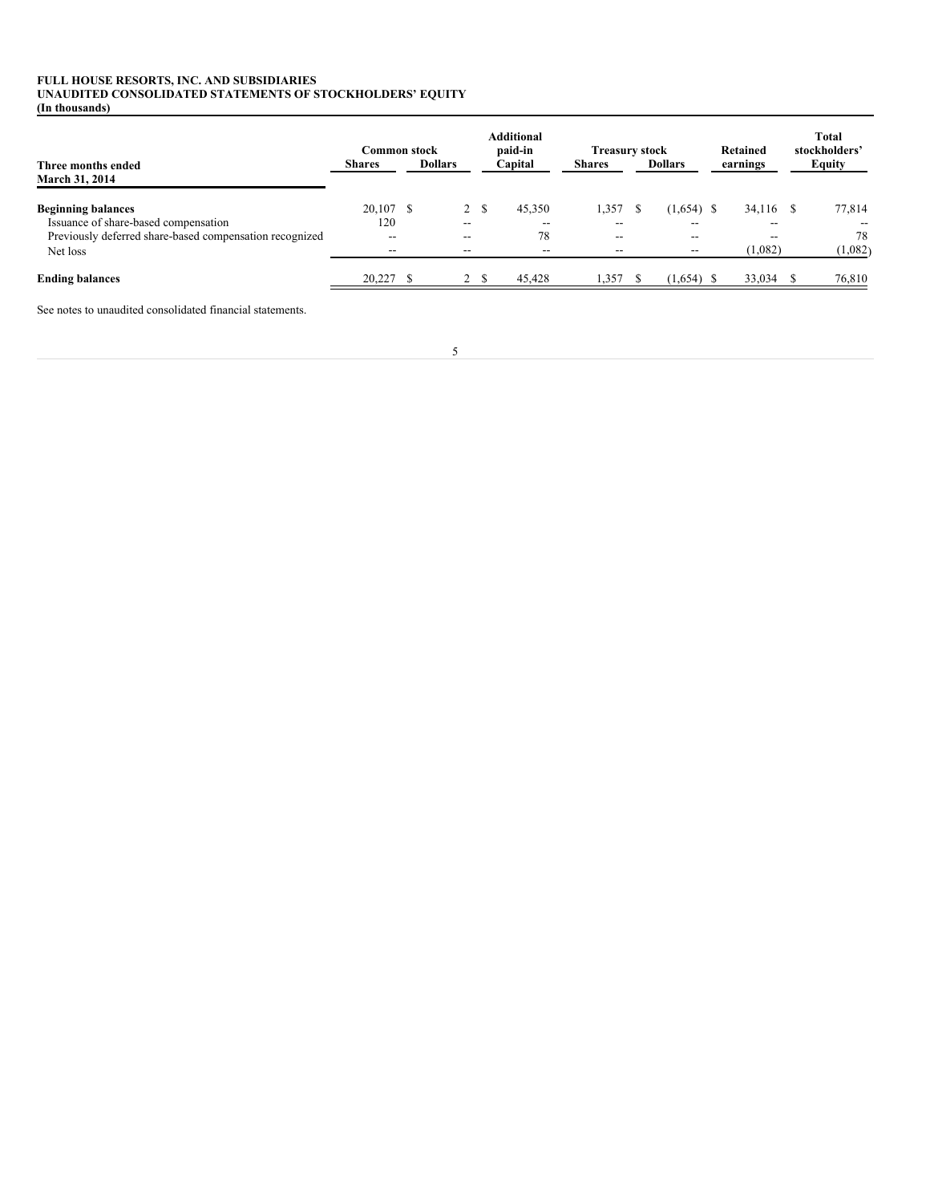**FULL HOUSE RESORTS, INC. AND SUBSIDIARIES**
**UNAUDITED CONSOLIDATED STATEMENTS OF STOCKHOLDERS' EQUITY**
**(In thousands)**

| Three months ended March 31, 2014 | Common stock Shares | Common stock Dollars | Additional paid-in Capital | Treasury stock Shares | Treasury stock Dollars | Retained earnings | Total stockholders' Equity |
|---|---|---|---|---|---|---|---|
| **Beginning balances** | 20,107 | $ 2 | $ 45,350 | 1,357 | $ (1,654) | $ 34,116 | $ 77,814 |
| Issuance of share-based compensation | 120 | -- | -- | -- | -- | -- | -- |
| Previously deferred share-based compensation recognized | -- | -- | 78 | -- | -- | -- | 78 |
| Net loss | -- | -- | -- | -- | -- | (1,082) | (1,082) |
| **Ending balances** | 20,227 | $ 2 | $ 45,428 | 1,357 | $ (1,654) | $ 33,034 | $ 76,810 |

See notes to unaudited consolidated financial statements.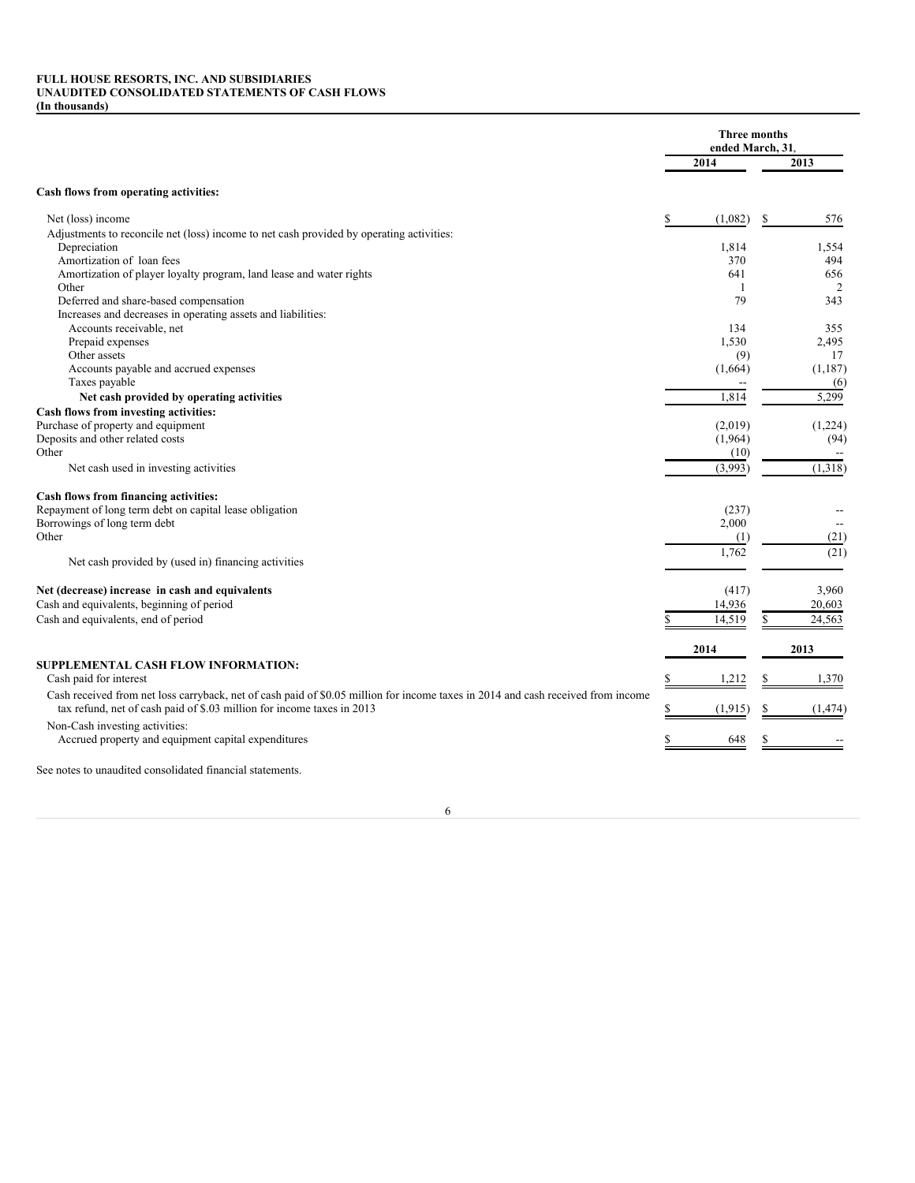**FULL HOUSE RESORTS, INC. AND SUBSIDIARIES**
**UNAUDITED CONSOLIDATED STATEMENTS OF CASH FLOWS**
**(In thousands)**

| | Three months ended March 31, | |
|---|---|---|
| | **2014** | **2013** |
| **Cash flows from operating activities:** | | |
| Net (loss) income | $ (1,082) | $ 576 |
| Adjustments to reconcile net (loss) income to net cash provided by operating activities: | | |
| Depreciation | 1,814 | 1,554 |
| Amortization of loan fees | 370 | 494 |
| Amortization of player loyalty program, land lease and water rights | 641 | 656 |
| Other | 1 | 2 |
| Deferred and share-based compensation | 79 | 343 |
| Increases and decreases in operating assets and liabilities: | | |
| Accounts receivable, net | 134 | 355 |
| Prepaid expenses | 1,530 | 2,495 |
| Other assets | (9) | 17 |
| Accounts payable and accrued expenses | (1,664) | (1,187) |
| Taxes payable | -- | (6) |
| **Net cash provided by operating activities** | 1,814 | 5,299 |
| **Cash flows from investing activities:** | | |
| Purchase of property and equipment | (2,019) | (1,224) |
| Deposits and other related costs | (1,964) | (94) |
| Other | (10) | -- |
| Net cash used in investing activities | (3,993) | (1,318) |
| **Cash flows from financing activities:** | | |
| Repayment of long term debt on capital lease obligation | (237) | -- |
| Borrowings of long term debt | 2,000 | -- |
| Other | (1) | (21) |
| Net cash provided by (used in) financing activities | 1,762 | (21) |
| **Net (decrease) increase in cash and equivalents** | (417) | 3,960 |
| Cash and equivalents, beginning of period | 14,936 | 20,603 |
| Cash and equivalents, end of period | $ 14,519 | $ 24,563 |

| | **2014** | **2013** |
|---|---|---|
| **SUPPLEMENTAL CASH FLOW INFORMATION:** | | |
| Cash paid for interest | $ 1,212 | $ 1,370 |
| Cash received from net loss carryback, net of cash paid of $0.05 million for income taxes in 2014 and cash received from income tax refund, net of cash paid of $.03 million for income taxes in 2013 | $ (1,915) | $ (1,474) |
| Non-Cash investing activities: | | |
| Accrued property and equipment capital expenditures | $ 648 | $ -- |

See notes to unaudited consolidated financial statements.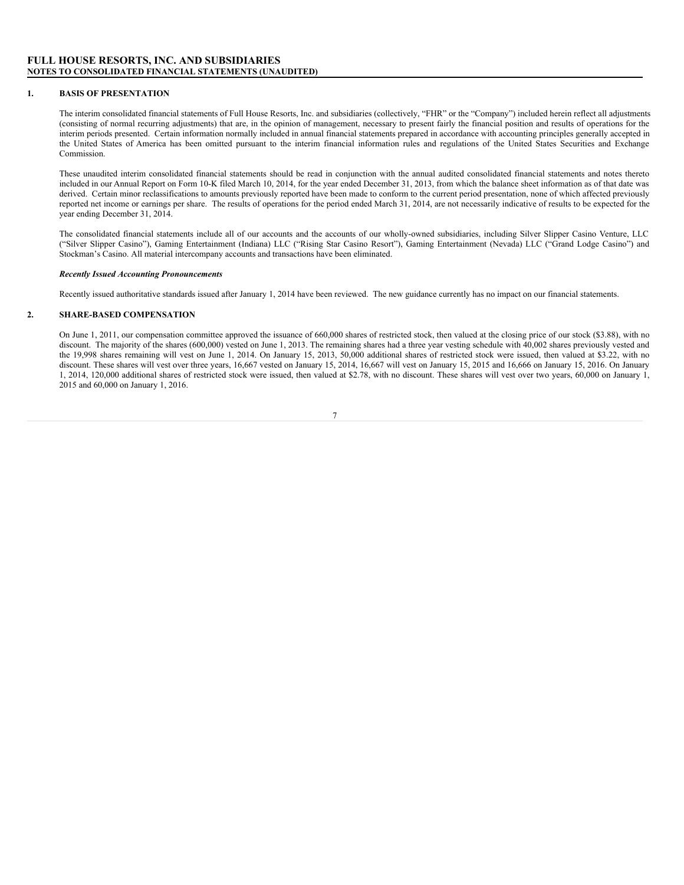# FULL HOUSE RESORTS, INC. AND SUBSIDIARIES
## NOTES TO CONSOLIDATED FINANCIAL STATEMENTS (UNAUDITED)

## 1. BASIS OF PRESENTATION

The interim consolidated financial statements of Full House Resorts, Inc. and subsidiaries (collectively, "FHR" or the "Company") included herein reflect all adjustments (consisting of normal recurring adjustments) that are, in the opinion of management, necessary to present fairly the financial position and results of operations for the interim periods presented. Certain information normally included in annual financial statements prepared in accordance with accounting principles generally accepted in the United States of America has been omitted pursuant to the interim financial information rules and regulations of the United States Securities and Exchange Commission.

These unaudited interim consolidated financial statements should be read in conjunction with the annual audited consolidated financial statements and notes thereto included in our Annual Report on Form 10-K filed March 10, 2014, for the year ended December 31, 2013, from which the balance sheet information as of that date was derived. Certain minor reclassifications to amounts previously reported have been made to conform to the current period presentation, none of which affected previously reported net income or earnings per share. The results of operations for the period ended March 31, 2014, are not necessarily indicative of results to be expected for the year ending December 31, 2014.

The consolidated financial statements include all of our accounts and the accounts of our wholly-owned subsidiaries, including Silver Slipper Casino Venture, LLC ("Silver Slipper Casino"), Gaming Entertainment (Indiana) LLC ("Rising Star Casino Resort"), Gaming Entertainment (Nevada) LLC ("Grand Lodge Casino") and Stockman's Casino. All material intercompany accounts and transactions have been eliminated.

***Recently Issued Accounting Pronouncements***

Recently issued authoritative standards issued after January 1, 2014 have been reviewed. The new guidance currently has no impact on our financial statements.

## 2. SHARE-BASED COMPENSATION

On June 1, 2011, our compensation committee approved the issuance of 660,000 shares of restricted stock, then valued at the closing price of our stock ($3.88), with no discount. The majority of the shares (600,000) vested on June 1, 2013. The remaining shares had a three year vesting schedule with 40,002 shares previously vested and the 19,998 shares remaining will vest on June 1, 2014. On January 15, 2013, 50,000 additional shares of restricted stock were issued, then valued at $3.22, with no discount. These shares will vest over three years, 16,667 vested on January 15, 2014, 16,667 will vest on January 15, 2015 and 16,666 on January 15, 2016. On January 1, 2014, 120,000 additional shares of restricted stock were issued, then valued at $2.78, with no discount. These shares will vest over two years, 60,000 on January 1, 2015 and 60,000 on January 1, 2016.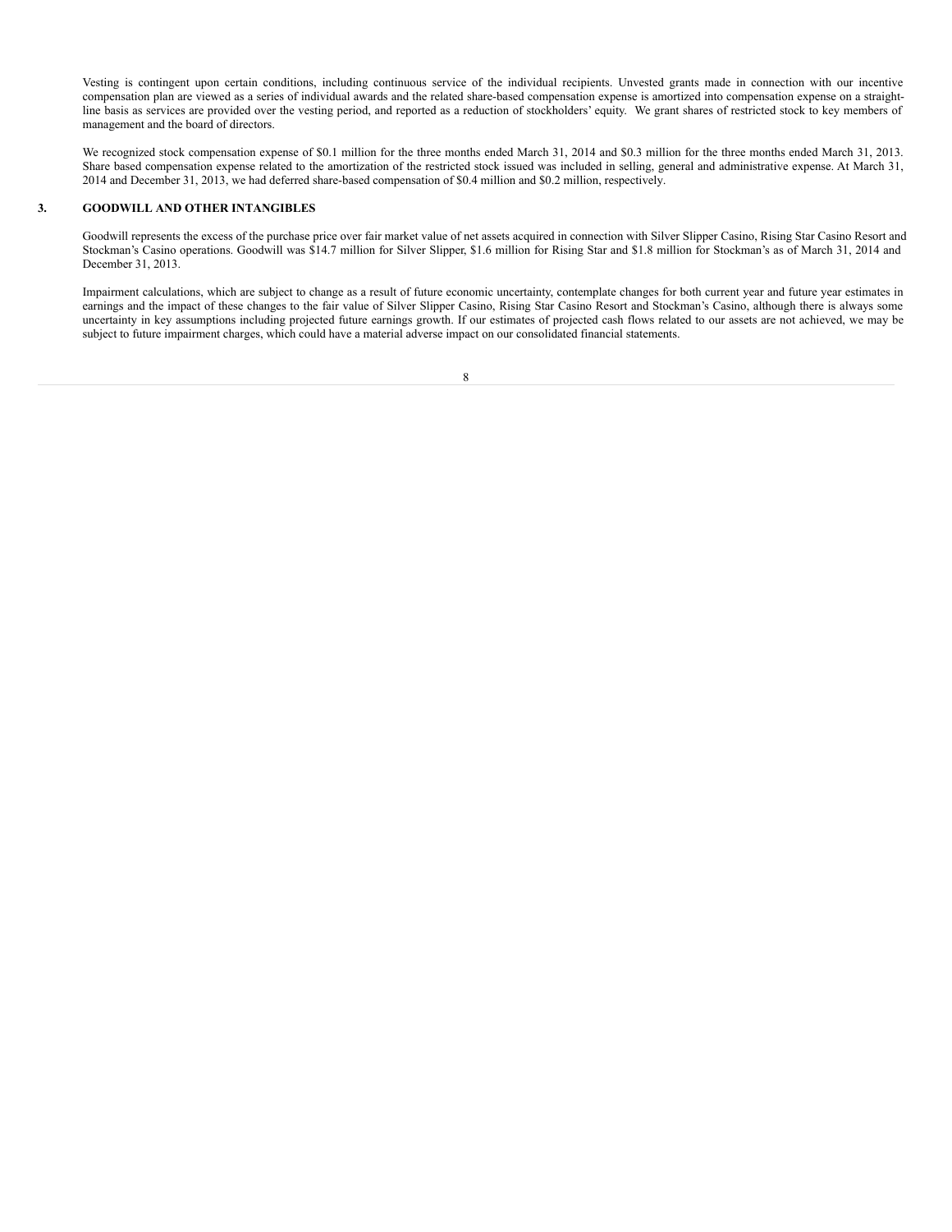Vesting is contingent upon certain conditions, including continuous service of the individual recipients. Unvested grants made in connection with our incentive compensation plan are viewed as a series of individual awards and the related share-based compensation expense is amortized into compensation expense on a straight-line basis as services are provided over the vesting period, and reported as a reduction of stockholders' equity. We grant shares of restricted stock to key members of management and the board of directors.

We recognized stock compensation expense of $0.1 million for the three months ended March 31, 2014 and $0.3 million for the three months ended March 31, 2013. Share based compensation expense related to the amortization of the restricted stock issued was included in selling, general and administrative expense. At March 31, 2014 and December 31, 2013, we had deferred share-based compensation of $0.4 million and $0.2 million, respectively.

## 3. GOODWILL AND OTHER INTANGIBLES

Goodwill represents the excess of the purchase price over fair market value of net assets acquired in connection with Silver Slipper Casino, Rising Star Casino Resort and Stockman's Casino operations. Goodwill was $14.7 million for Silver Slipper, $1.6 million for Rising Star and $1.8 million for Stockman's as of March 31, 2014 and December 31, 2013.

Impairment calculations, which are subject to change as a result of future economic uncertainty, contemplate changes for both current year and future year estimates in earnings and the impact of these changes to the fair value of Silver Slipper Casino, Rising Star Casino Resort and Stockman's Casino, although there is always some uncertainty in key assumptions including projected future earnings growth. If our estimates of projected cash flows related to our assets are not achieved, we may be subject to future impairment charges, which could have a material adverse impact on our consolidated financial statements.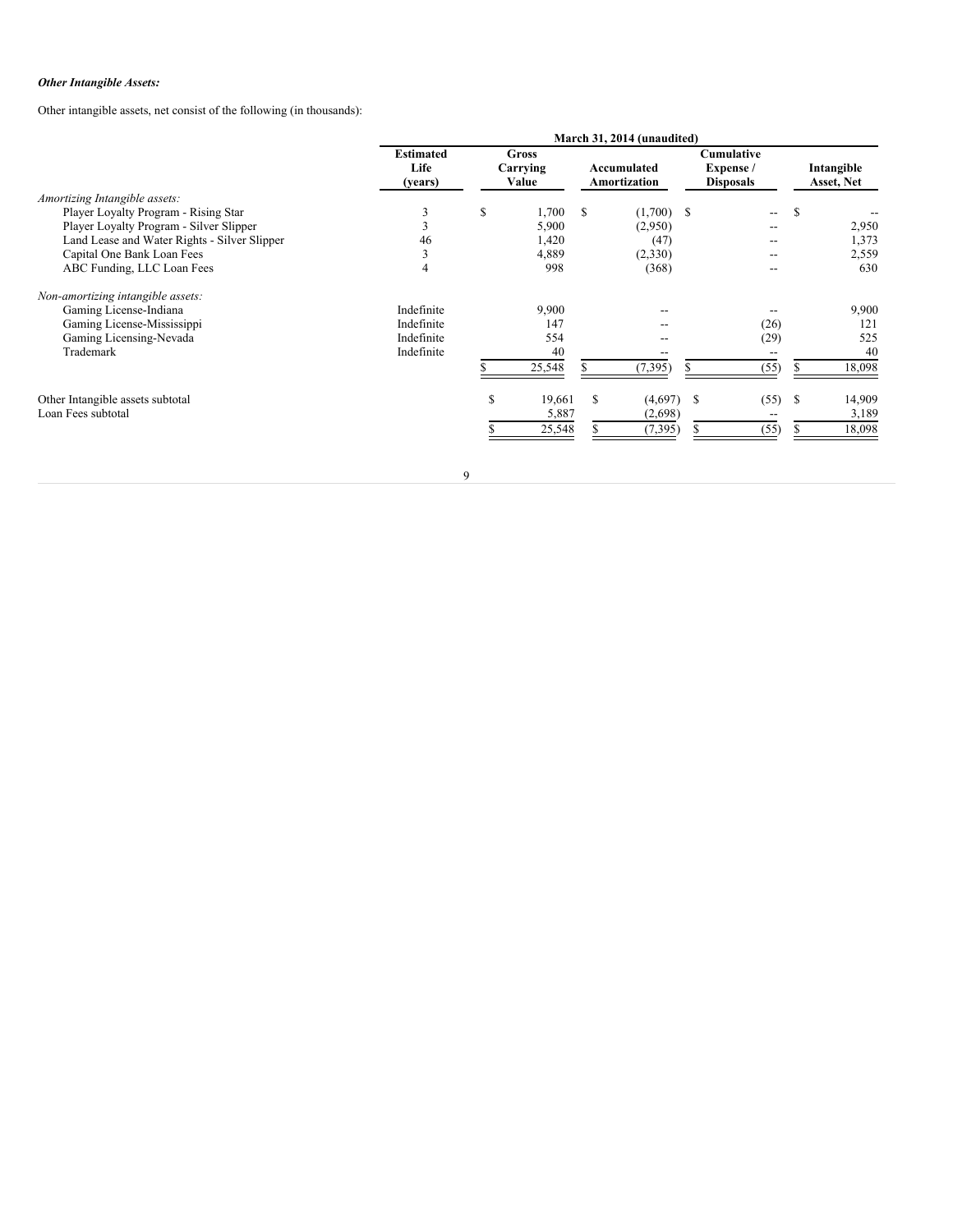***Other Intangible Assets:***

Other intangible assets, net consist of the following (in thousands):

| | March 31, 2014 (unaudited) | | | | |
|---|---|---|---|---|---|
| | Estimated Life (years) | Gross Carrying Value | Accumulated Amortization | Cumulative Expense / Disposals | Intangible Asset, Net |
| *Amortizing Intangible assets:* | | | | | |
| Player Loyalty Program - Rising Star | 3 | $ 1,700 | $ (1,700) | $ -- | $ -- |
| Player Loyalty Program - Silver Slipper | 3 | 5,900 | (2,950) | -- | 2,950 |
| Land Lease and Water Rights - Silver Slipper | 46 | 1,420 | (47) | -- | 1,373 |
| Capital One Bank Loan Fees | 3 | 4,889 | (2,330) | -- | 2,559 |
| ABC Funding, LLC Loan Fees | 4 | 998 | (368) | -- | 630 |
| *Non-amortizing intangible assets:* | | | | | |
| Gaming License-Indiana | Indefinite | 9,900 | -- | -- | 9,900 |
| Gaming License-Mississippi | Indefinite | 147 | -- | (26) | 121 |
| Gaming Licensing-Nevada | Indefinite | 554 | -- | (29) | 525 |
| Trademark | Indefinite | 40 | -- | -- | 40 |
| | | $ 25,548 | $ (7,395) | $ (55) | $ 18,098 |
| Other Intangible assets subtotal | | $ 19,661 | $ (4,697) | $ (55) | $ 14,909 |
| Loan Fees subtotal | | 5,887 | (2,698) | -- | 3,189 |
| | | $ 25,548 | $ (7,395) | $ (55) | $ 18,098 |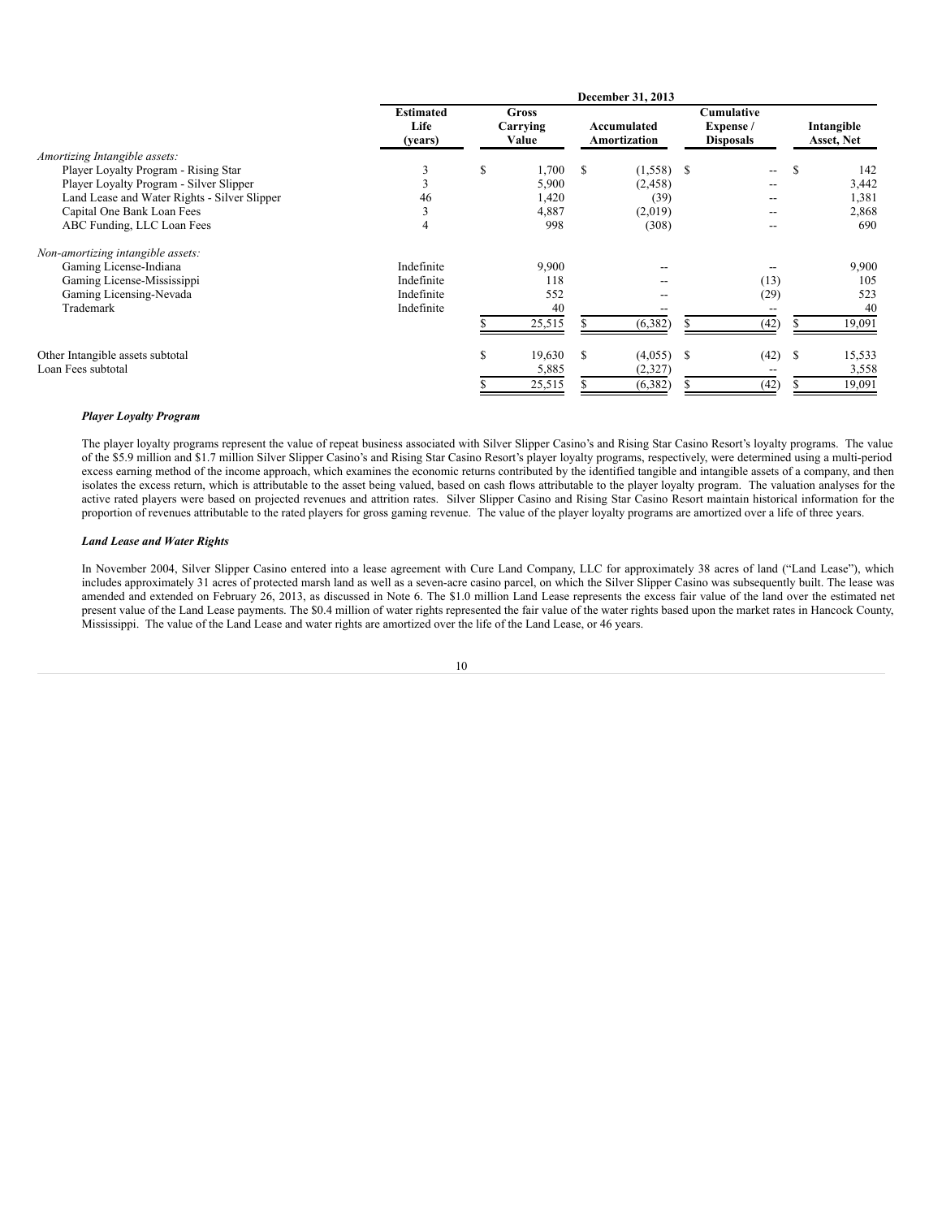| | December 31, 2013 | | | | |
|---|---|---|---|---|---|
| | Estimated Life (years) | Gross Carrying Value | Accumulated Amortization | Cumulative Expense / Disposals | Intangible Asset, Net |
| *Amortizing Intangible assets:* | | | | | |
| Player Loyalty Program - Rising Star | 3 | $ 1,700 | $ (1,558) | $ -- | $ 142 |
| Player Loyalty Program - Silver Slipper | 3 | 5,900 | (2,458) | -- | 3,442 |
| Land Lease and Water Rights - Silver Slipper | 46 | 1,420 | (39) | -- | 1,381 |
| Capital One Bank Loan Fees | 3 | 4,887 | (2,019) | -- | 2,868 |
| ABC Funding, LLC Loan Fees | 4 | 998 | (308) | -- | 690 |
| *Non-amortizing intangible assets:* | | | | | |
| Gaming License-Indiana | Indefinite | 9,900 | -- | -- | 9,900 |
| Gaming License-Mississippi | Indefinite | 118 | -- | (13) | 105 |
| Gaming Licensing-Nevada | Indefinite | 552 | -- | (29) | 523 |
| Trademark | Indefinite | 40 | -- | -- | 40 |
| | | $ 25,515 | $ (6,382) | $ (42) | $ 19,091 |
| Other Intangible assets subtotal | | $ 19,630 | $ (4,055) | $ (42) | $ 15,533 |
| Loan Fees subtotal | | 5,885 | (2,327) | -- | 3,558 |
| | | $ 25,515 | $ (6,382) | $ (42) | $ 19,091 |

***Player Loyalty Program***

The player loyalty programs represent the value of repeat business associated with Silver Slipper Casino's and Rising Star Casino Resort's loyalty programs. The value of the $5.9 million and $1.7 million Silver Slipper Casino's and Rising Star Casino Resort's player loyalty programs, respectively, were determined using a multi-period excess earning method of the income approach, which examines the economic returns contributed by the identified tangible and intangible assets of a company, and then isolates the excess return, which is attributable to the asset being valued, based on cash flows attributable to the player loyalty program. The valuation analyses for the active rated players were based on projected revenues and attrition rates. Silver Slipper Casino and Rising Star Casino Resort maintain historical information for the proportion of revenues attributable to the rated players for gross gaming revenue. The value of the player loyalty programs are amortized over a life of three years.

***Land Lease and Water Rights***

In November 2004, Silver Slipper Casino entered into a lease agreement with Cure Land Company, LLC for approximately 38 acres of land ("Land Lease"), which includes approximately 31 acres of protected marsh land as well as a seven-acre casino parcel, on which the Silver Slipper Casino was subsequently built. The lease was amended and extended on February 26, 2013, as discussed in Note 6. The $1.0 million Land Lease represents the excess fair value of the land over the estimated net present value of the Land Lease payments. The $0.4 million of water rights represented the fair value of the water rights based upon the market rates in Hancock County, Mississippi. The value of the Land Lease and water rights are amortized over the life of the Land Lease, or 46 years.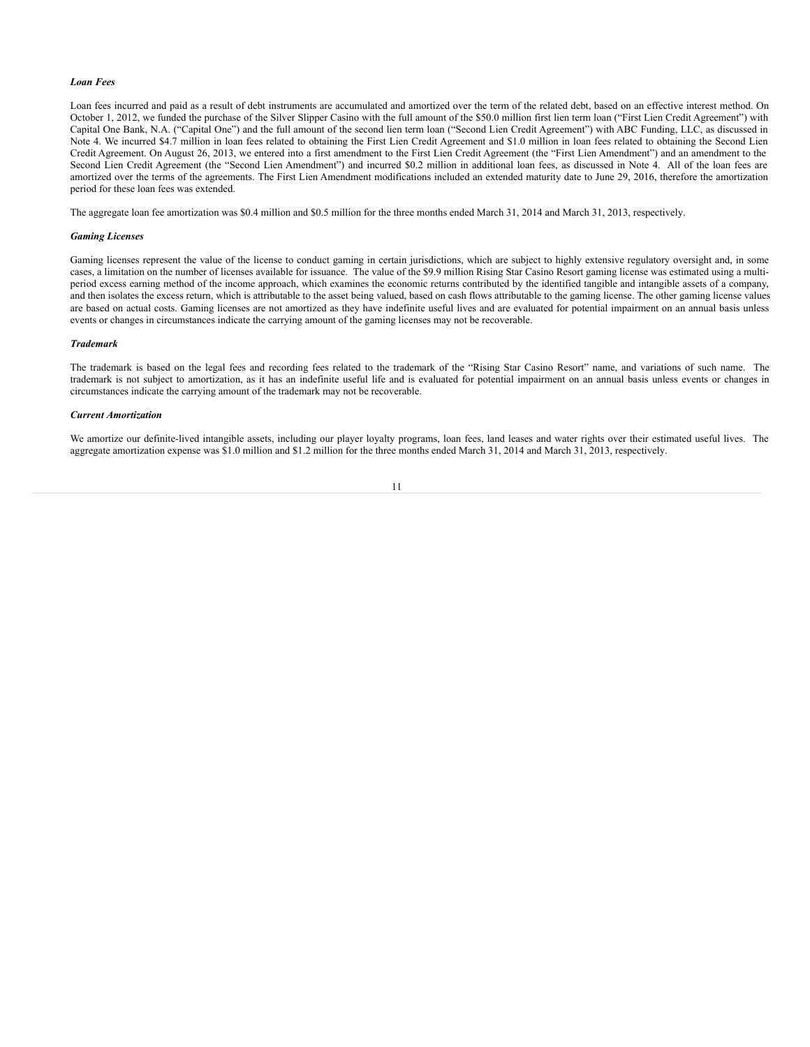***Loan Fees***

Loan fees incurred and paid as a result of debt instruments are accumulated and amortized over the term of the related debt, based on an effective interest method. On October 1, 2012, we funded the purchase of the Silver Slipper Casino with the full amount of the $50.0 million first lien term loan ("First Lien Credit Agreement") with Capital One Bank, N.A. ("Capital One") and the full amount of the second lien term loan ("Second Lien Credit Agreement") with ABC Funding, LLC, as discussed in Note 4. We incurred $4.7 million in loan fees related to obtaining the First Lien Credit Agreement and $1.0 million in loan fees related to obtaining the Second Lien Credit Agreement. On August 26, 2013, we entered into a first amendment to the First Lien Credit Agreement (the "First Lien Amendment") and an amendment to the Second Lien Credit Agreement (the "Second Lien Amendment") and incurred $0.2 million in additional loan fees, as discussed in Note 4. All of the loan fees are amortized over the terms of the agreements. The First Lien Amendment modifications included an extended maturity date to June 29, 2016, therefore the amortization period for these loan fees was extended.

The aggregate loan fee amortization was $0.4 million and $0.5 million for the three months ended March 31, 2014 and March 31, 2013, respectively.

***Gaming Licenses***

Gaming licenses represent the value of the license to conduct gaming in certain jurisdictions, which are subject to highly extensive regulatory oversight and, in some cases, a limitation on the number of licenses available for issuance. The value of the $9.9 million Rising Star Casino Resort gaming license was estimated using a multi-period excess earning method of the income approach, which examines the economic returns contributed by the identified tangible and intangible assets of a company, and then isolates the excess return, which is attributable to the asset being valued, based on cash flows attributable to the gaming license. The other gaming license values are based on actual costs. Gaming licenses are not amortized as they have indefinite useful lives and are evaluated for potential impairment on an annual basis unless events or changes in circumstances indicate the carrying amount of the gaming licenses may not be recoverable.

***Trademark***

The trademark is based on the legal fees and recording fees related to the trademark of the "Rising Star Casino Resort" name, and variations of such name. The trademark is not subject to amortization, as it has an indefinite useful life and is evaluated for potential impairment on an annual basis unless events or changes in circumstances indicate the carrying amount of the trademark may not be recoverable.

***Current Amortization***

We amortize our definite-lived intangible assets, including our player loyalty programs, loan fees, land leases and water rights over their estimated useful lives. The aggregate amortization expense was $1.0 million and $1.2 million for the three months ended March 31, 2014 and March 31, 2013, respectively.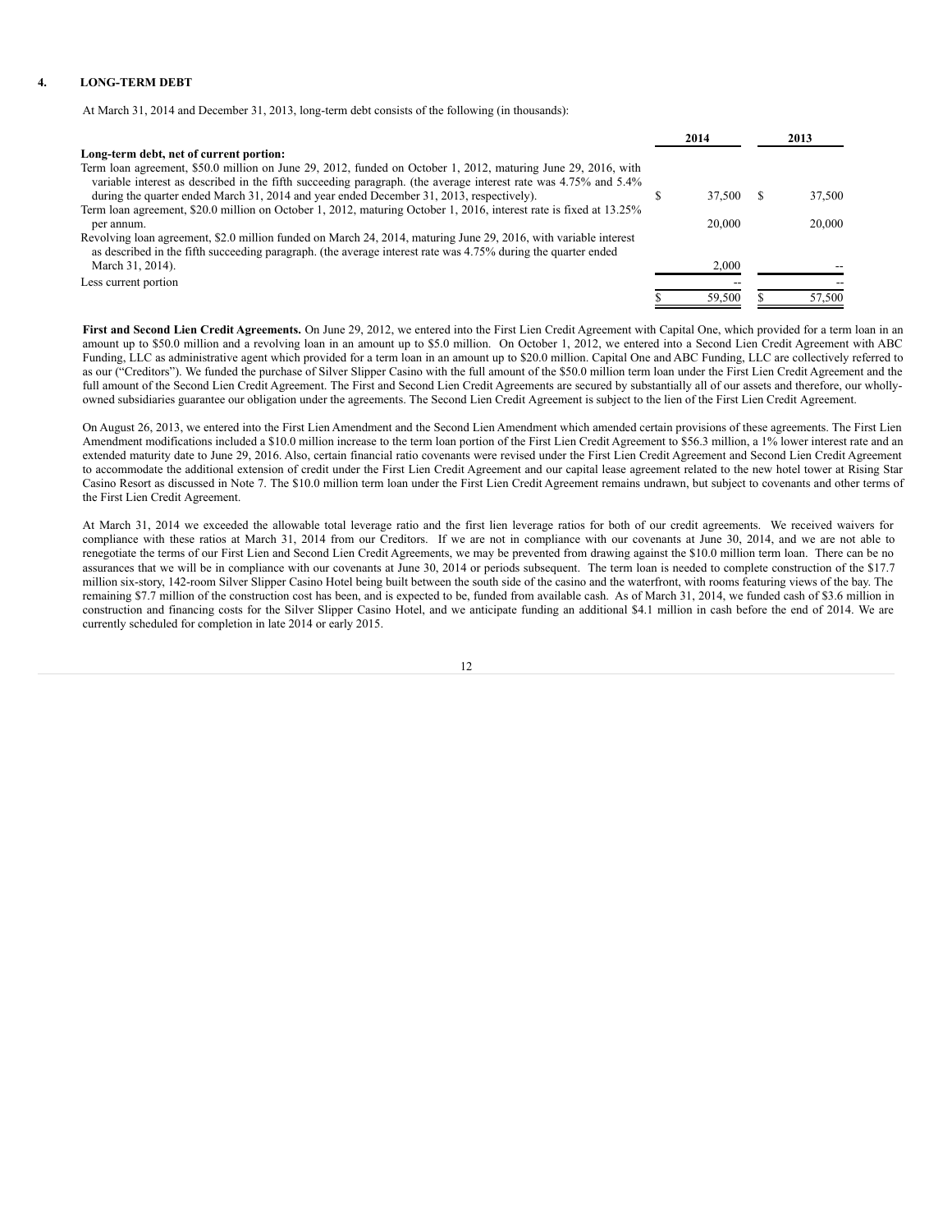## 4. LONG-TERM DEBT

At March 31, 2014 and December 31, 2013, long-term debt consists of the following (in thousands):

| | 2014 | 2013 |
|---|---|---|
| **Long-term debt, net of current portion:** | | |
| Term loan agreement, \$50.0 million on June 29, 2012, funded on October 1, 2012, maturing June 29, 2016, with variable interest as described in the fifth succeeding paragraph. (the average interest rate was 4.75% and 5.4% during the quarter ended March 31, 2014 and year ended December 31, 2013, respectively). | \$ 37,500 | \$ 37,500 |
| Term loan agreement, \$20.0 million on October 1, 2012, maturing October 1, 2016, interest rate is fixed at 13.25% per annum. | 20,000 | 20,000 |
| Revolving loan agreement, \$2.0 million funded on March 24, 2014, maturing June 29, 2016, with variable interest as described in the fifth succeeding paragraph. (the average interest rate was 4.75% during the quarter ended March 31, 2014). | 2,000 | -- |
| Less current portion | -- | -- |
| | \$ 59,500 | \$ 57,500 |

**First and Second Lien Credit Agreements.** On June 29, 2012, we entered into the First Lien Credit Agreement with Capital One, which provided for a term loan in an amount up to \$50.0 million and a revolving loan in an amount up to \$5.0 million. On October 1, 2012, we entered into a Second Lien Credit Agreement with ABC Funding, LLC as administrative agent which provided for a term loan in an amount up to \$20.0 million. Capital One and ABC Funding, LLC are collectively referred to as our ("Creditors"). We funded the purchase of Silver Slipper Casino with the full amount of the \$50.0 million term loan under the First Lien Credit Agreement and the full amount of the Second Lien Credit Agreement. The First and Second Lien Credit Agreements are secured by substantially all of our assets and therefore, our wholly-owned subsidiaries guarantee our obligation under the agreements. The Second Lien Credit Agreement is subject to the lien of the First Lien Credit Agreement.

On August 26, 2013, we entered into the First Lien Amendment and the Second Lien Amendment which amended certain provisions of these agreements. The First Lien Amendment modifications included a \$10.0 million increase to the term loan portion of the First Lien Credit Agreement to \$56.3 million, a 1% lower interest rate and an extended maturity date to June 29, 2016. Also, certain financial ratio covenants were revised under the First Lien Credit Agreement and Second Lien Credit Agreement to accommodate the additional extension of credit under the First Lien Credit Agreement and our capital lease agreement related to the new hotel tower at Rising Star Casino Resort as discussed in Note 7. The \$10.0 million term loan under the First Lien Credit Agreement remains undrawn, but subject to covenants and other terms of the First Lien Credit Agreement.

At March 31, 2014 we exceeded the allowable total leverage ratio and the first lien leverage ratios for both of our credit agreements. We received waivers for compliance with these ratios at March 31, 2014 from our Creditors. If we are not in compliance with our covenants at June 30, 2014, and we are not able to renegotiate the terms of our First Lien and Second Lien Credit Agreements, we may be prevented from drawing against the \$10.0 million term loan. There can be no assurances that we will be in compliance with our covenants at June 30, 2014 or periods subsequent. The term loan is needed to complete construction of the \$17.7 million six-story, 142-room Silver Slipper Casino Hotel being built between the south side of the casino and the waterfront, with rooms featuring views of the bay. The remaining \$7.7 million of the construction cost has been, and is expected to be, funded from available cash. As of March 31, 2014, we funded cash of \$3.6 million in construction and financing costs for the Silver Slipper Casino Hotel, and we anticipate funding an additional \$4.1 million in cash before the end of 2014. We are currently scheduled for completion in late 2014 or early 2015.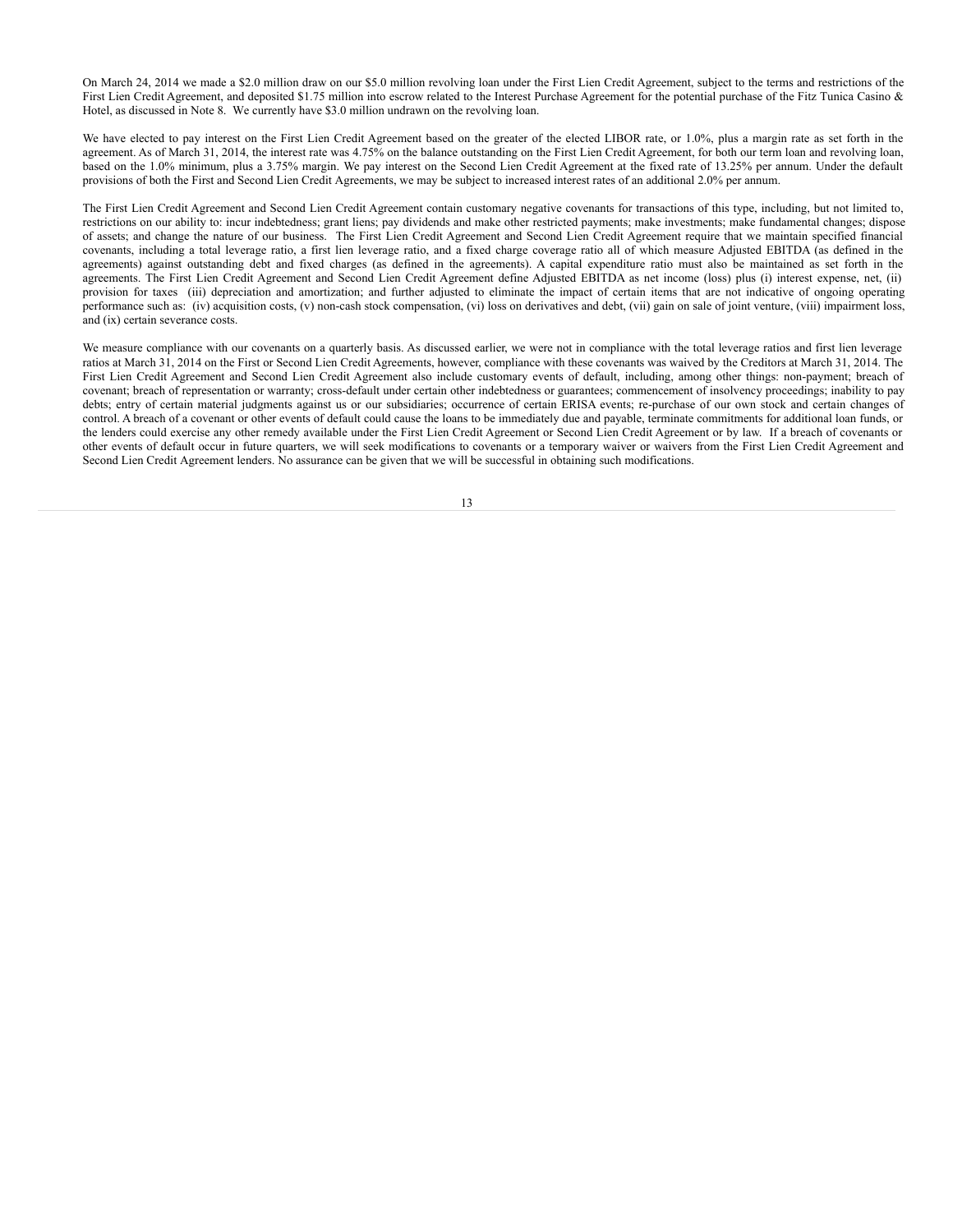On March 24, 2014 we made a $2.0 million draw on our $5.0 million revolving loan under the First Lien Credit Agreement, subject to the terms and restrictions of the First Lien Credit Agreement, and deposited $1.75 million into escrow related to the Interest Purchase Agreement for the potential purchase of the Fitz Tunica Casino & Hotel, as discussed in Note 8. We currently have $3.0 million undrawn on the revolving loan.

We have elected to pay interest on the First Lien Credit Agreement based on the greater of the elected LIBOR rate, or 1.0%, plus a margin rate as set forth in the agreement. As of March 31, 2014, the interest rate was 4.75% on the balance outstanding on the First Lien Credit Agreement, for both our term loan and revolving loan, based on the 1.0% minimum, plus a 3.75% margin. We pay interest on the Second Lien Credit Agreement at the fixed rate of 13.25% per annum. Under the default provisions of both the First and Second Lien Credit Agreements, we may be subject to increased interest rates of an additional 2.0% per annum.

The First Lien Credit Agreement and Second Lien Credit Agreement contain customary negative covenants for transactions of this type, including, but not limited to, restrictions on our ability to: incur indebtedness; grant liens; pay dividends and make other restricted payments; make investments; make fundamental changes; dispose of assets; and change the nature of our business. The First Lien Credit Agreement and Second Lien Credit Agreement require that we maintain specified financial covenants, including a total leverage ratio, a first lien leverage ratio, and a fixed charge coverage ratio all of which measure Adjusted EBITDA (as defined in the agreements) against outstanding debt and fixed charges (as defined in the agreements). A capital expenditure ratio must also be maintained as set forth in the agreements. The First Lien Credit Agreement and Second Lien Credit Agreement define Adjusted EBITDA as net income (loss) plus (i) interest expense, net, (ii) provision for taxes (iii) depreciation and amortization; and further adjusted to eliminate the impact of certain items that are not indicative of ongoing operating performance such as: (iv) acquisition costs, (v) non-cash stock compensation, (vi) loss on derivatives and debt, (vii) gain on sale of joint venture, (viii) impairment loss, and (ix) certain severance costs.

We measure compliance with our covenants on a quarterly basis. As discussed earlier, we were not in compliance with the total leverage ratios and first lien leverage ratios at March 31, 2014 on the First or Second Lien Credit Agreements, however, compliance with these covenants was waived by the Creditors at March 31, 2014. The First Lien Credit Agreement and Second Lien Credit Agreement also include customary events of default, including, among other things: non-payment; breach of covenant; breach of representation or warranty; cross-default under certain other indebtedness or guarantees; commencement of insolvency proceedings; inability to pay debts; entry of certain material judgments against us or our subsidiaries; occurrence of certain ERISA events; re-purchase of our own stock and certain changes of control. A breach of a covenant or other events of default could cause the loans to be immediately due and payable, terminate commitments for additional loan funds, or the lenders could exercise any other remedy available under the First Lien Credit Agreement or Second Lien Credit Agreement or by law. If a breach of covenants or other events of default occur in future quarters, we will seek modifications to covenants or a temporary waiver or waivers from the First Lien Credit Agreement and Second Lien Credit Agreement lenders. No assurance can be given that we will be successful in obtaining such modifications.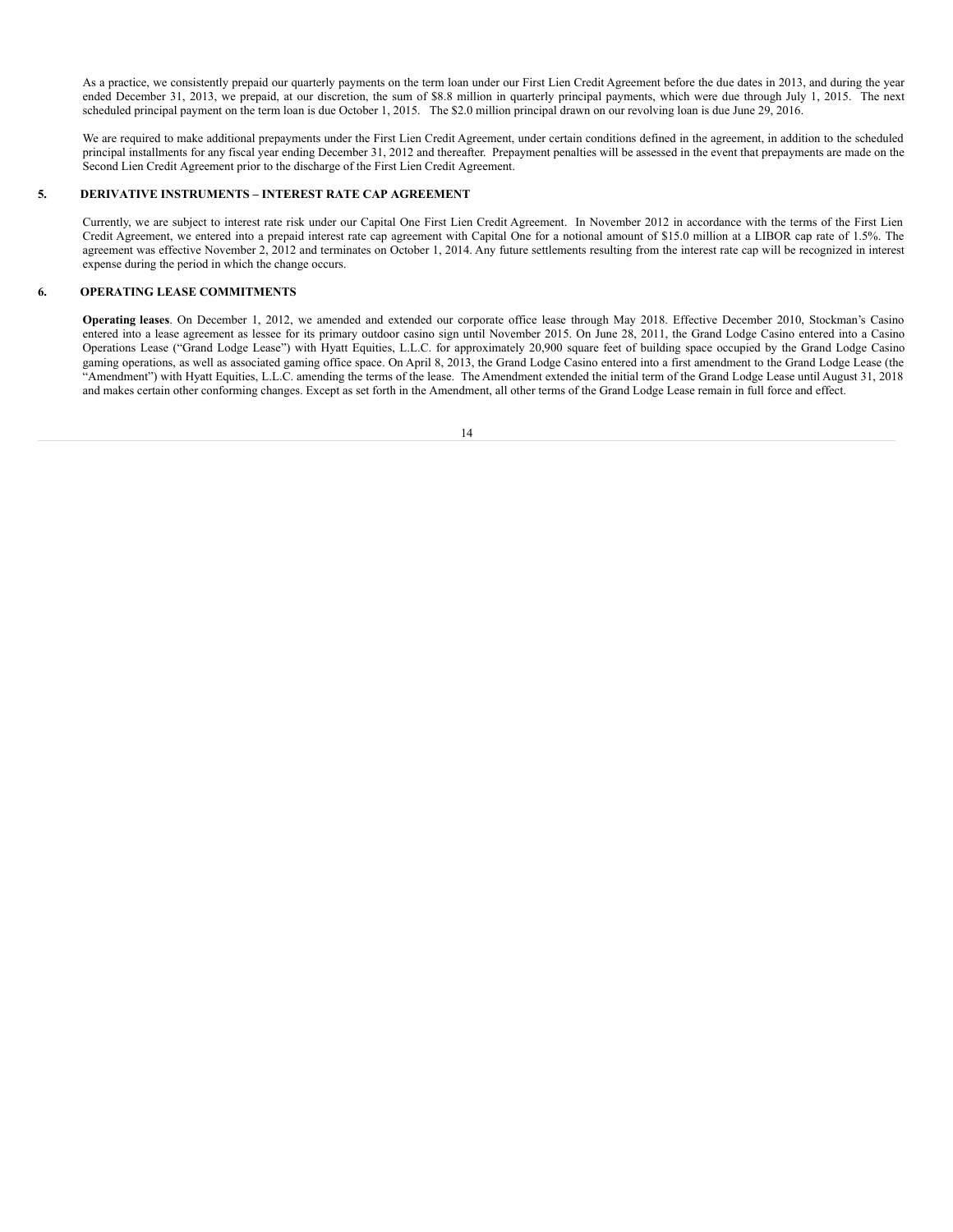As a practice, we consistently prepaid our quarterly payments on the term loan under our First Lien Credit Agreement before the due dates in 2013, and during the year ended December 31, 2013, we prepaid, at our discretion, the sum of $8.8 million in quarterly principal payments, which were due through July 1, 2015. The next scheduled principal payment on the term loan is due October 1, 2015. The $2.0 million principal drawn on our revolving loan is due June 29, 2016.

We are required to make additional prepayments under the First Lien Credit Agreement, under certain conditions defined in the agreement, in addition to the scheduled principal installments for any fiscal year ending December 31, 2012 and thereafter. Prepayment penalties will be assessed in the event that prepayments are made on the Second Lien Credit Agreement prior to the discharge of the First Lien Credit Agreement.

## 5. DERIVATIVE INSTRUMENTS – INTEREST RATE CAP AGREEMENT

Currently, we are subject to interest rate risk under our Capital One First Lien Credit Agreement. In November 2012 in accordance with the terms of the First Lien Credit Agreement, we entered into a prepaid interest rate cap agreement with Capital One for a notional amount of $15.0 million at a LIBOR cap rate of 1.5%. The agreement was effective November 2, 2012 and terminates on October 1, 2014. Any future settlements resulting from the interest rate cap will be recognized in interest expense during the period in which the change occurs.

## 6. OPERATING LEASE COMMITMENTS

**Operating leases**. On December 1, 2012, we amended and extended our corporate office lease through May 2018. Effective December 2010, Stockman's Casino entered into a lease agreement as lessee for its primary outdoor casino sign until November 2015. On June 28, 2011, the Grand Lodge Casino entered into a Casino Operations Lease ("Grand Lodge Lease") with Hyatt Equities, L.L.C. for approximately 20,900 square feet of building space occupied by the Grand Lodge Casino gaming operations, as well as associated gaming office space. On April 8, 2013, the Grand Lodge Casino entered into a first amendment to the Grand Lodge Lease (the "Amendment") with Hyatt Equities, L.L.C. amending the terms of the lease. The Amendment extended the initial term of the Grand Lodge Lease until August 31, 2018 and makes certain other conforming changes. Except as set forth in the Amendment, all other terms of the Grand Lodge Lease remain in full force and effect.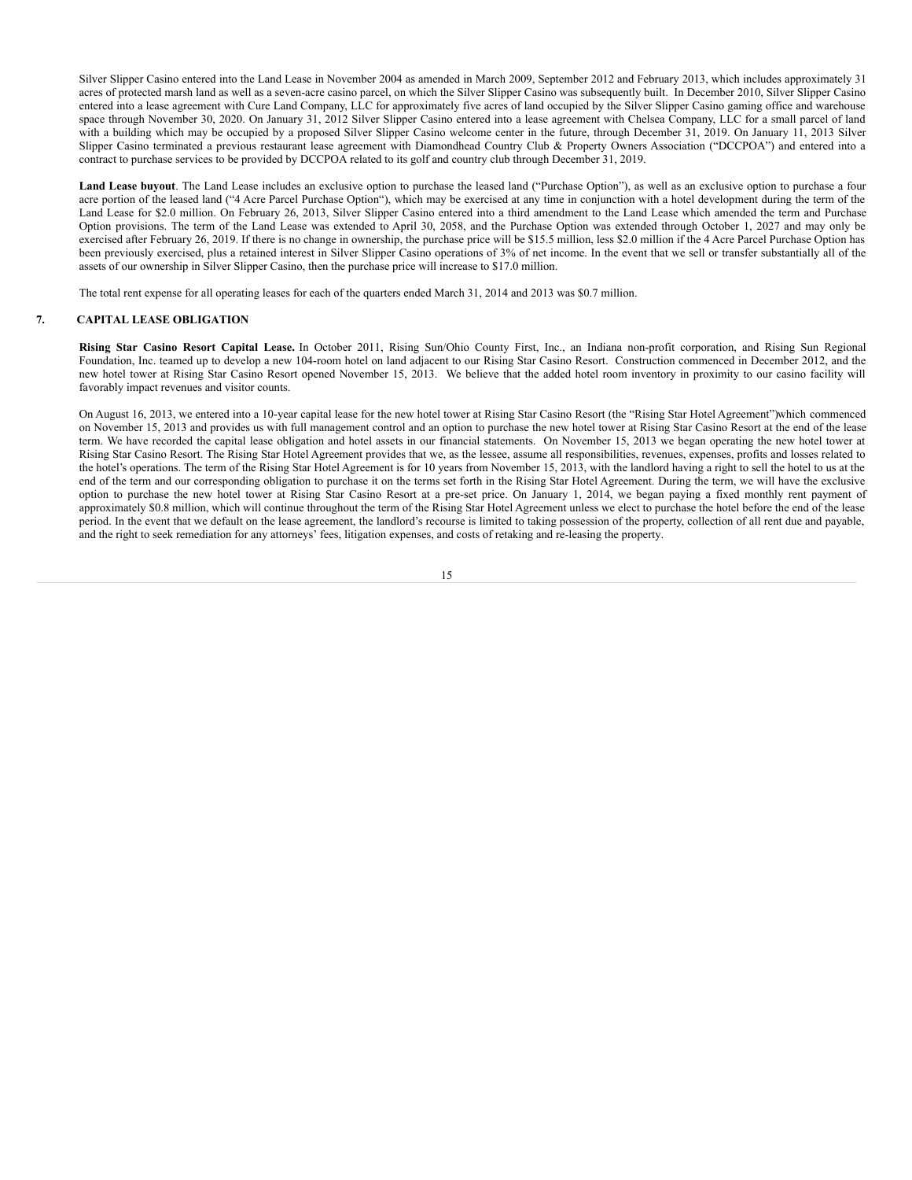Silver Slipper Casino entered into the Land Lease in November 2004 as amended in March 2009, September 2012 and February 2013, which includes approximately 31 acres of protected marsh land as well as a seven-acre casino parcel, on which the Silver Slipper Casino was subsequently built. In December 2010, Silver Slipper Casino entered into a lease agreement with Cure Land Company, LLC for approximately five acres of land occupied by the Silver Slipper Casino gaming office and warehouse space through November 30, 2020. On January 31, 2012 Silver Slipper Casino entered into a lease agreement with Chelsea Company, LLC for a small parcel of land with a building which may be occupied by a proposed Silver Slipper Casino welcome center in the future, through December 31, 2019. On January 11, 2013 Silver Slipper Casino terminated a previous restaurant lease agreement with Diamondhead Country Club & Property Owners Association ("DCCPOA") and entered into a contract to purchase services to be provided by DCCPOA related to its golf and country club through December 31, 2019.

**Land Lease buyout**. The Land Lease includes an exclusive option to purchase the leased land ("Purchase Option"), as well as an exclusive option to purchase a four acre portion of the leased land ("4 Acre Parcel Purchase Option"), which may be exercised at any time in conjunction with a hotel development during the term of the Land Lease for $2.0 million. On February 26, 2013, Silver Slipper Casino entered into a third amendment to the Land Lease which amended the term and Purchase Option provisions. The term of the Land Lease was extended to April 30, 2058, and the Purchase Option was extended through October 1, 2027 and may only be exercised after February 26, 2019. If there is no change in ownership, the purchase price will be $15.5 million, less $2.0 million if the 4 Acre Parcel Purchase Option has been previously exercised, plus a retained interest in Silver Slipper Casino operations of 3% of net income. In the event that we sell or transfer substantially all of the assets of our ownership in Silver Slipper Casino, then the purchase price will increase to $17.0 million.

The total rent expense for all operating leases for each of the quarters ended March 31, 2014 and 2013 was $0.7 million.

## 7. CAPITAL LEASE OBLIGATION

**Rising Star Casino Resort Capital Lease.** In October 2011, Rising Sun/Ohio County First, Inc., an Indiana non-profit corporation, and Rising Sun Regional Foundation, Inc. teamed up to develop a new 104-room hotel on land adjacent to our Rising Star Casino Resort. Construction commenced in December 2012, and the new hotel tower at Rising Star Casino Resort opened November 15, 2013. We believe that the added hotel room inventory in proximity to our casino facility will favorably impact revenues and visitor counts.

On August 16, 2013, we entered into a 10-year capital lease for the new hotel tower at Rising Star Casino Resort (the "Rising Star Hotel Agreement")which commenced on November 15, 2013 and provides us with full management control and an option to purchase the new hotel tower at Rising Star Casino Resort at the end of the lease term. We have recorded the capital lease obligation and hotel assets in our financial statements. On November 15, 2013 we began operating the new hotel tower at Rising Star Casino Resort. The Rising Star Hotel Agreement provides that we, as the lessee, assume all responsibilities, revenues, expenses, profits and losses related to the hotel's operations. The term of the Rising Star Hotel Agreement is for 10 years from November 15, 2013, with the landlord having a right to sell the hotel to us at the end of the term and our corresponding obligation to purchase it on the terms set forth in the Rising Star Hotel Agreement. During the term, we will have the exclusive option to purchase the new hotel tower at Rising Star Casino Resort at a pre-set price. On January 1, 2014, we began paying a fixed monthly rent payment of approximately $0.8 million, which will continue throughout the term of the Rising Star Hotel Agreement unless we elect to purchase the hotel before the end of the lease period. In the event that we default on the lease agreement, the landlord's recourse is limited to taking possession of the property, collection of all rent due and payable, and the right to seek remediation for any attorneys' fees, litigation expenses, and costs of retaking and re-leasing the property.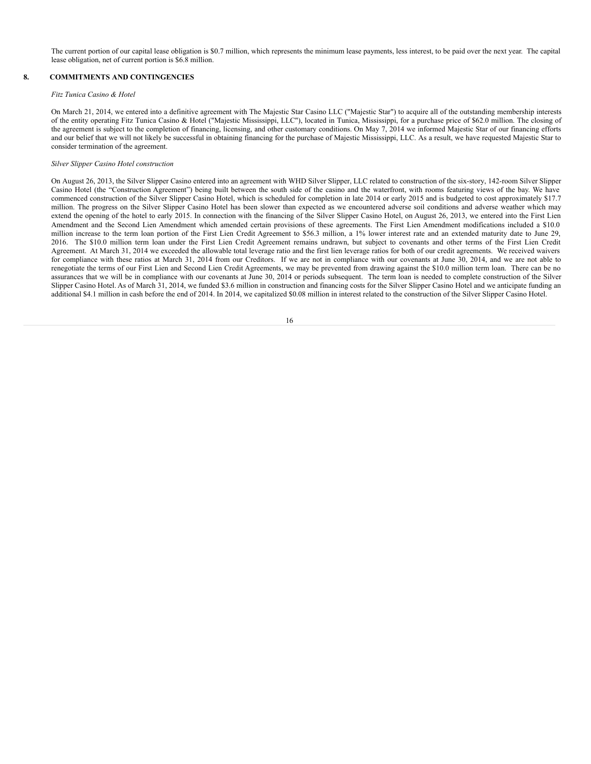The current portion of our capital lease obligation is $0.7 million, which represents the minimum lease payments, less interest, to be paid over the next year. The capital lease obligation, net of current portion is $6.8 million.

## 8. COMMITMENTS AND CONTINGENCIES

*Fitz Tunica Casino & Hotel*

On March 21, 2014, we entered into a definitive agreement with The Majestic Star Casino LLC ("Majestic Star") to acquire all of the outstanding membership interests of the entity operating Fitz Tunica Casino & Hotel ("Majestic Mississippi, LLC"), located in Tunica, Mississippi, for a purchase price of $62.0 million. The closing of the agreement is subject to the completion of financing, licensing, and other customary conditions. On May 7, 2014 we informed Majestic Star of our financing efforts and our belief that we will not likely be successful in obtaining financing for the purchase of Majestic Mississippi, LLC. As a result, we have requested Majestic Star to consider termination of the agreement.

*Silver Slipper Casino Hotel construction*

On August 26, 2013, the Silver Slipper Casino entered into an agreement with WHD Silver Slipper, LLC related to construction of the six-story, 142-room Silver Slipper Casino Hotel (the "Construction Agreement") being built between the south side of the casino and the waterfront, with rooms featuring views of the bay. We have commenced construction of the Silver Slipper Casino Hotel, which is scheduled for completion in late 2014 or early 2015 and is budgeted to cost approximately $17.7 million. The progress on the Silver Slipper Casino Hotel has been slower than expected as we encountered adverse soil conditions and adverse weather which may extend the opening of the hotel to early 2015. In connection with the financing of the Silver Slipper Casino Hotel, on August 26, 2013, we entered into the First Lien Amendment and the Second Lien Amendment which amended certain provisions of these agreements. The First Lien Amendment modifications included a $10.0 million increase to the term loan portion of the First Lien Credit Agreement to $56.3 million, a 1% lower interest rate and an extended maturity date to June 29, 2016. The $10.0 million term loan under the First Lien Credit Agreement remains undrawn, but subject to covenants and other terms of the First Lien Credit Agreement. At March 31, 2014 we exceeded the allowable total leverage ratio and the first lien leverage ratios for both of our credit agreements. We received waivers for compliance with these ratios at March 31, 2014 from our Creditors. If we are not in compliance with our covenants at June 30, 2014, and we are not able to renegotiate the terms of our First Lien and Second Lien Credit Agreements, we may be prevented from drawing against the $10.0 million term loan. There can be no assurances that we will be in compliance with our covenants at June 30, 2014 or periods subsequent. The term loan is needed to complete construction of the Silver Slipper Casino Hotel. As of March 31, 2014, we funded $3.6 million in construction and financing costs for the Silver Slipper Casino Hotel and we anticipate funding an additional $4.1 million in cash before the end of 2014. In 2014, we capitalized $0.08 million in interest related to the construction of the Silver Slipper Casino Hotel.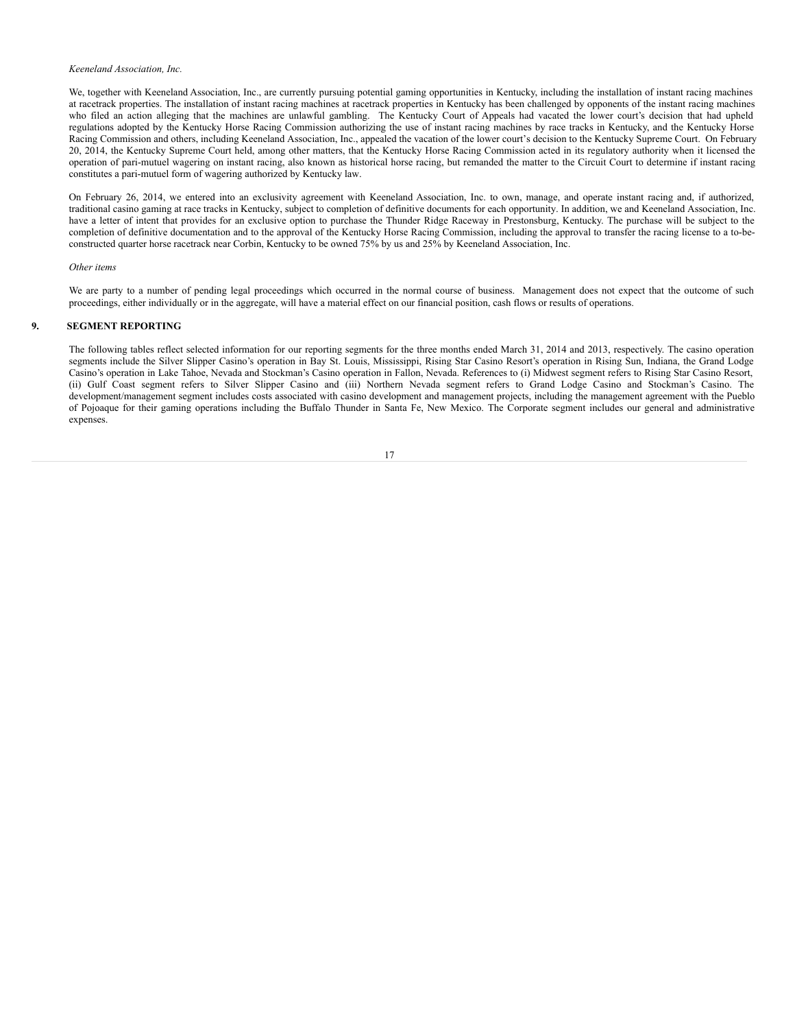*Keeneland Association, Inc.*

We, together with Keeneland Association, Inc., are currently pursuing potential gaming opportunities in Kentucky, including the installation of instant racing machines at racetrack properties. The installation of instant racing machines at racetrack properties in Kentucky has been challenged by opponents of the instant racing machines who filed an action alleging that the machines are unlawful gambling. The Kentucky Court of Appeals had vacated the lower court's decision that had upheld regulations adopted by the Kentucky Horse Racing Commission authorizing the use of instant racing machines by race tracks in Kentucky, and the Kentucky Horse Racing Commission and others, including Keeneland Association, Inc., appealed the vacation of the lower court's decision to the Kentucky Supreme Court. On February 20, 2014, the Kentucky Supreme Court held, among other matters, that the Kentucky Horse Racing Commission acted in its regulatory authority when it licensed the operation of pari-mutuel wagering on instant racing, also known as historical horse racing, but remanded the matter to the Circuit Court to determine if instant racing constitutes a pari-mutuel form of wagering authorized by Kentucky law.

On February 26, 2014, we entered into an exclusivity agreement with Keeneland Association, Inc. to own, manage, and operate instant racing and, if authorized, traditional casino gaming at race tracks in Kentucky, subject to completion of definitive documents for each opportunity. In addition, we and Keeneland Association, Inc. have a letter of intent that provides for an exclusive option to purchase the Thunder Ridge Raceway in Prestonsburg, Kentucky. The purchase will be subject to the completion of definitive documentation and to the approval of the Kentucky Horse Racing Commission, including the approval to transfer the racing license to a to-be-constructed quarter horse racetrack near Corbin, Kentucky to be owned 75% by us and 25% by Keeneland Association, Inc.

*Other items*

We are party to a number of pending legal proceedings which occurred in the normal course of business. Management does not expect that the outcome of such proceedings, either individually or in the aggregate, will have a material effect on our financial position, cash flows or results of operations.

## 9. SEGMENT REPORTING

The following tables reflect selected information for our reporting segments for the three months ended March 31, 2014 and 2013, respectively. The casino operation segments include the Silver Slipper Casino's operation in Bay St. Louis, Mississippi, Rising Star Casino Resort's operation in Rising Sun, Indiana, the Grand Lodge Casino's operation in Lake Tahoe, Nevada and Stockman's Casino operation in Fallon, Nevada. References to (i) Midwest segment refers to Rising Star Casino Resort, (ii) Gulf Coast segment refers to Silver Slipper Casino and (iii) Northern Nevada segment refers to Grand Lodge Casino and Stockman's Casino. The development/management segment includes costs associated with casino development and management projects, including the management agreement with the Pueblo of Pojoaque for their gaming operations including the Buffalo Thunder in Santa Fe, New Mexico. The Corporate segment includes our general and administrative expenses.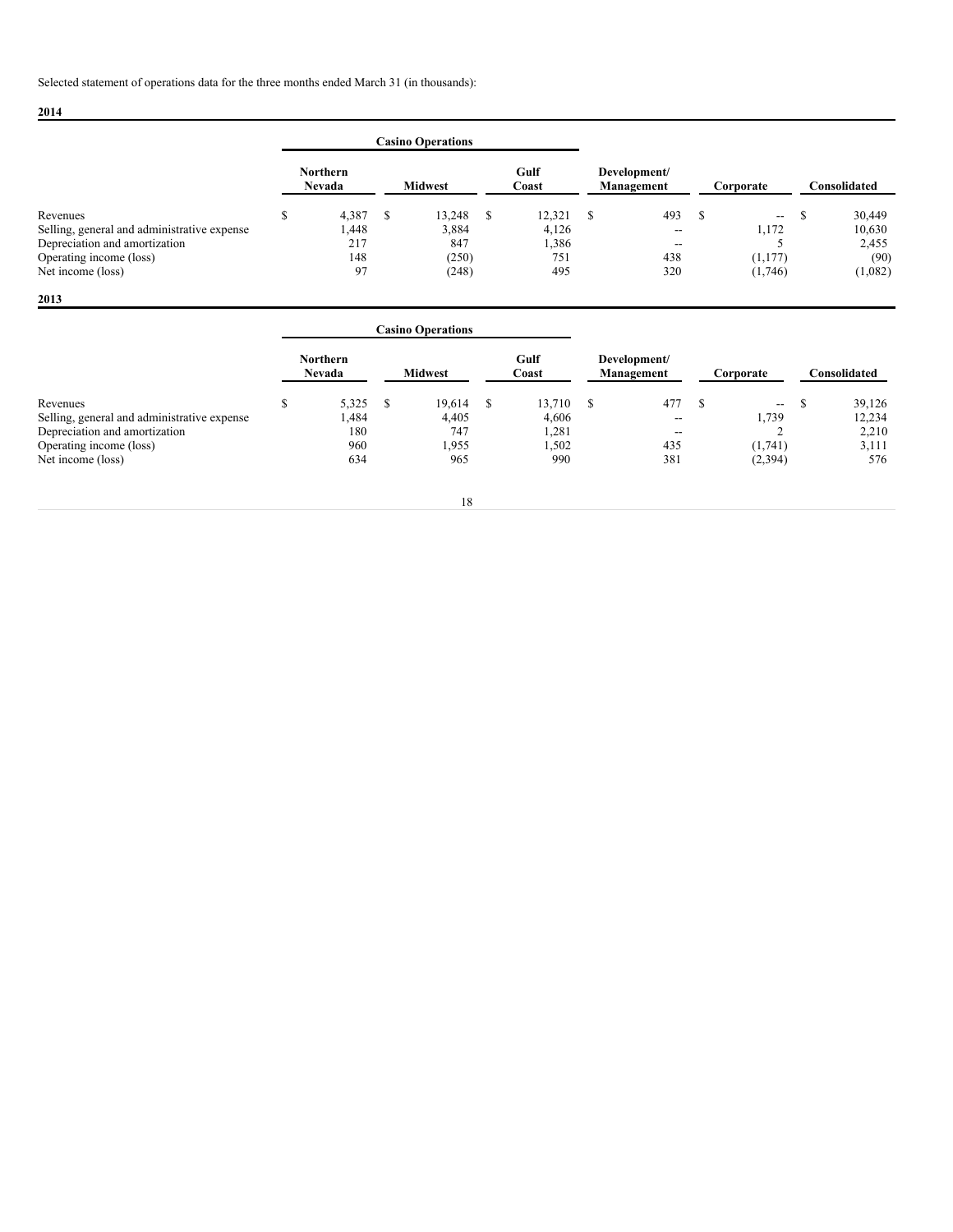Selected statement of operations data for the three months ended March 31 (in thousands):

**2014**

| | Casino Operations | | | | | |
|---|---|---|---|---|---|---|
| | Northern Nevada | Midwest | Gulf Coast | Development/ Management | Corporate | Consolidated |
| Revenues | $ 4,387 | $ 13,248 | $ 12,321 | $ 493 | $ -- | $ 30,449 |
| Selling, general and administrative expense | 1,448 | 3,884 | 4,126 | -- | 1,172 | 10,630 |
| Depreciation and amortization | 217 | 847 | 1,386 | -- | 5 | 2,455 |
| Operating income (loss) | 148 | (250) | 751 | 438 | (1,177) | (90) |
| Net income (loss) | 97 | (248) | 495 | 320 | (1,746) | (1,082) |

**2013**

| | Casino Operations | | | | | |
|---|---|---|---|---|---|---|
| | Northern Nevada | Midwest | Gulf Coast | Development/ Management | Corporate | Consolidated |
| Revenues | $ 5,325 | $ 19,614 | $ 13,710 | $ 477 | $ -- | $ 39,126 |
| Selling, general and administrative expense | 1,484 | 4,405 | 4,606 | -- | 1,739 | 12,234 |
| Depreciation and amortization | 180 | 747 | 1,281 | -- | 2 | 2,210 |
| Operating income (loss) | 960 | 1,955 | 1,502 | 435 | (1,741) | 3,111 |
| Net income (loss) | 634 | 965 | 990 | 381 | (2,394) | 576 |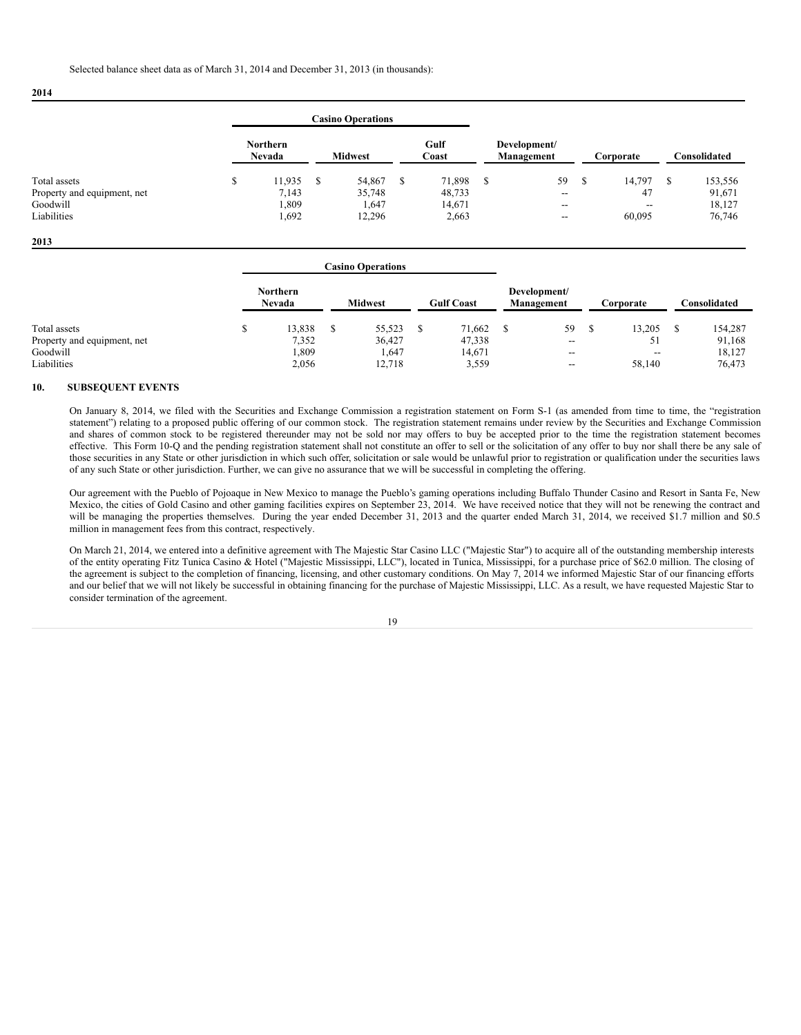Selected balance sheet data as of March 31, 2014 and December 31, 2013 (in thousands):

**2014**

| | Casino Operations | | | | | |
|---|---|---|---|---|---|---|
| | Northern Nevada | Midwest | Gulf Coast | Development/ Management | Corporate | Consolidated |
| Total assets | $ 11,935 | $ 54,867 | $ 71,898 | $ 59 | $ 14,797 | $ 153,556 |
| Property and equipment, net | 7,143 | 35,748 | 48,733 | -- | 47 | 91,671 |
| Goodwill | 1,809 | 1,647 | 14,671 | -- | -- | 18,127 |
| Liabilities | 1,692 | 12,296 | 2,663 | -- | 60,095 | 76,746 |

**2013**

| | Casino Operations | | | | | |
|---|---|---|---|---|---|---|
| | Northern Nevada | Midwest | Gulf Coast | Development/ Management | Corporate | Consolidated |
| Total assets | $ 13,838 | $ 55,523 | $ 71,662 | $ 59 | $ 13,205 | $ 154,287 |
| Property and equipment, net | 7,352 | 36,427 | 47,338 | -- | 51 | 91,168 |
| Goodwill | 1,809 | 1,647 | 14,671 | -- | -- | 18,127 |
| Liabilities | 2,056 | 12,718 | 3,559 | -- | 58,140 | 76,473 |

## 10. SUBSEQUENT EVENTS

On January 8, 2014, we filed with the Securities and Exchange Commission a registration statement on Form S-1 (as amended from time to time, the "registration statement") relating to a proposed public offering of our common stock. The registration statement remains under review by the Securities and Exchange Commission and shares of common stock to be registered thereunder may not be sold nor may offers to buy be accepted prior to the time the registration statement becomes effective. This Form 10-Q and the pending registration statement shall not constitute an offer to sell or the solicitation of any offer to buy nor shall there be any sale of those securities in any State or other jurisdiction in which such offer, solicitation or sale would be unlawful prior to registration or qualification under the securities laws of any such State or other jurisdiction. Further, we can give no assurance that we will be successful in completing the offering.

Our agreement with the Pueblo of Pojoaque in New Mexico to manage the Pueblo's gaming operations including Buffalo Thunder Casino and Resort in Santa Fe, New Mexico, the cities of Gold Casino and other gaming facilities expires on September 23, 2014. We have received notice that they will not be renewing the contract and will be managing the properties themselves. During the year ended December 31, 2013 and the quarter ended March 31, 2014, we received $1.7 million and $0.5 million in management fees from this contract, respectively.

On March 21, 2014, we entered into a definitive agreement with The Majestic Star Casino LLC ("Majestic Star") to acquire all of the outstanding membership interests of the entity operating Fitz Tunica Casino & Hotel ("Majestic Mississippi, LLC"), located in Tunica, Mississippi, for a purchase price of $62.0 million. The closing of the agreement is subject to the completion of financing, licensing, and other customary conditions. On May 7, 2014 we informed Majestic Star of our financing efforts and our belief that we will not likely be successful in obtaining financing for the purchase of Majestic Mississippi, LLC. As a result, we have requested Majestic Star to consider termination of the agreement.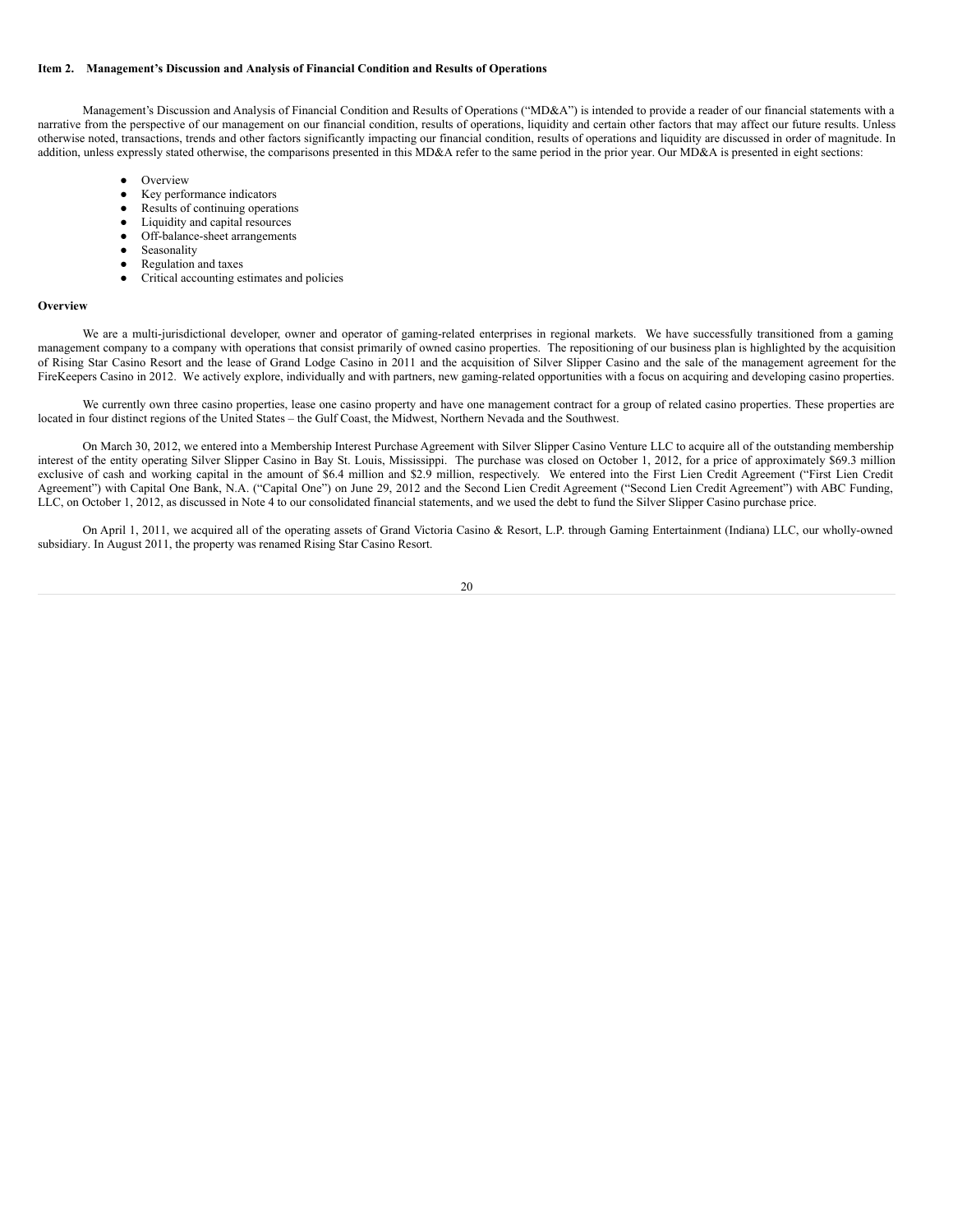**Item 2. Management's Discussion and Analysis of Financial Condition and Results of Operations**

Management's Discussion and Analysis of Financial Condition and Results of Operations ("MD&A") is intended to provide a reader of our financial statements with a narrative from the perspective of our management on our financial condition, results of operations, liquidity and certain other factors that may affect our future results. Unless otherwise noted, transactions, trends and other factors significantly impacting our financial condition, results of operations and liquidity are discussed in order of magnitude. In addition, unless expressly stated otherwise, the comparisons presented in this MD&A refer to the same period in the prior year. Our MD&A is presented in eight sections:

- Overview
- Key performance indicators
- Results of continuing operations
- Liquidity and capital resources
- Off-balance-sheet arrangements
- Seasonality
- Regulation and taxes
- Critical accounting estimates and policies

**Overview**

We are a multi-jurisdictional developer, owner and operator of gaming-related enterprises in regional markets. We have successfully transitioned from a gaming management company to a company with operations that consist primarily of owned casino properties. The repositioning of our business plan is highlighted by the acquisition of Rising Star Casino Resort and the lease of Grand Lodge Casino in 2011 and the acquisition of Silver Slipper Casino and the sale of the management agreement for the FireKeepers Casino in 2012. We actively explore, individually and with partners, new gaming-related opportunities with a focus on acquiring and developing casino properties.

We currently own three casino properties, lease one casino property and have one management contract for a group of related casino properties. These properties are located in four distinct regions of the United States – the Gulf Coast, the Midwest, Northern Nevada and the Southwest.

On March 30, 2012, we entered into a Membership Interest Purchase Agreement with Silver Slipper Casino Venture LLC to acquire all of the outstanding membership interest of the entity operating Silver Slipper Casino in Bay St. Louis, Mississippi. The purchase was closed on October 1, 2012, for a price of approximately $69.3 million exclusive of cash and working capital in the amount of $6.4 million and $2.9 million, respectively. We entered into the First Lien Credit Agreement ("First Lien Credit Agreement") with Capital One Bank, N.A. ("Capital One") on June 29, 2012 and the Second Lien Credit Agreement ("Second Lien Credit Agreement") with ABC Funding, LLC, on October 1, 2012, as discussed in Note 4 to our consolidated financial statements, and we used the debt to fund the Silver Slipper Casino purchase price.

On April 1, 2011, we acquired all of the operating assets of Grand Victoria Casino & Resort, L.P. through Gaming Entertainment (Indiana) LLC, our wholly-owned subsidiary. In August 2011, the property was renamed Rising Star Casino Resort.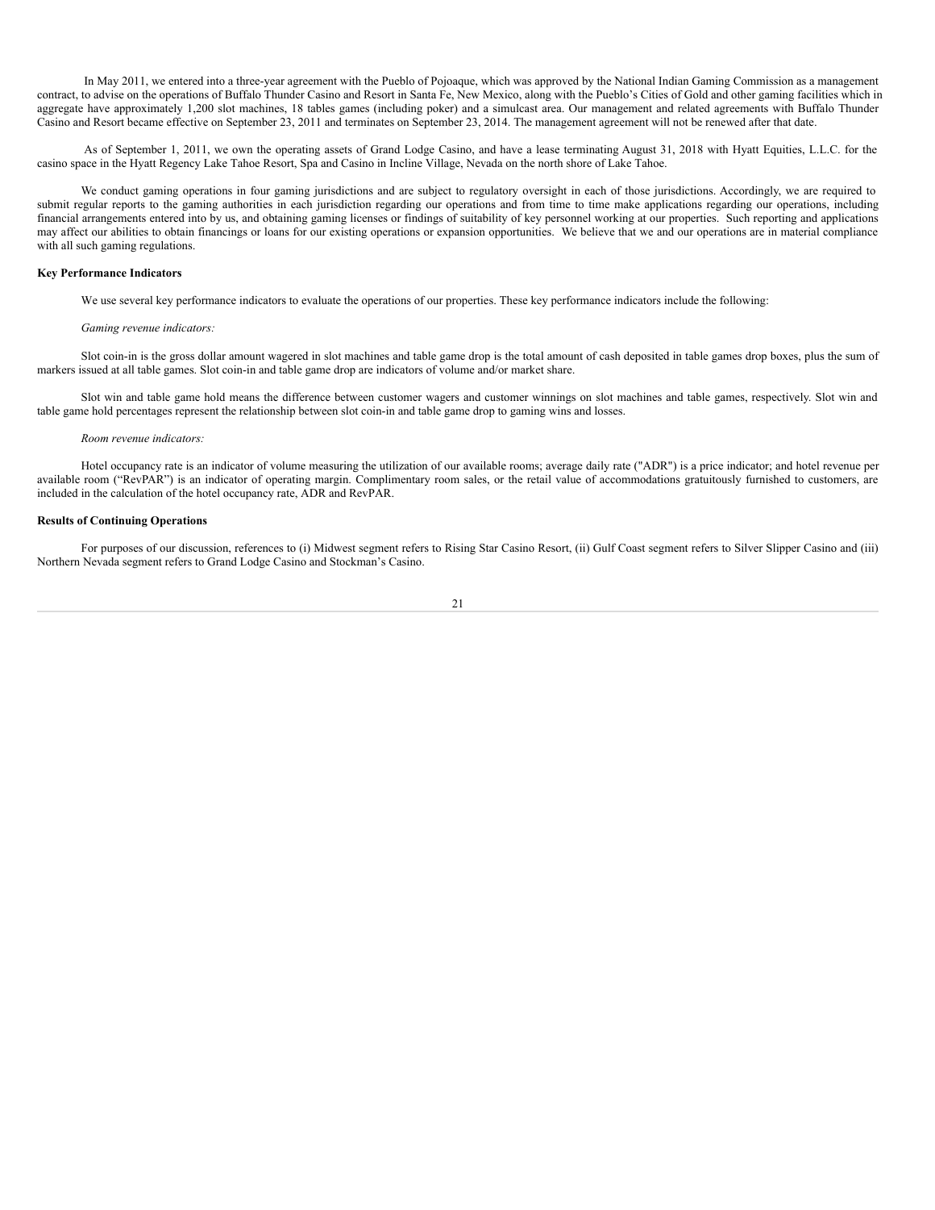In May 2011, we entered into a three-year agreement with the Pueblo of Pojoaque, which was approved by the National Indian Gaming Commission as a management contract, to advise on the operations of Buffalo Thunder Casino and Resort in Santa Fe, New Mexico, along with the Pueblo's Cities of Gold and other gaming facilities which in aggregate have approximately 1,200 slot machines, 18 tables games (including poker) and a simulcast area. Our management and related agreements with Buffalo Thunder Casino and Resort became effective on September 23, 2011 and terminates on September 23, 2014. The management agreement will not be renewed after that date.

As of September 1, 2011, we own the operating assets of Grand Lodge Casino, and have a lease terminating August 31, 2018 with Hyatt Equities, L.L.C. for the casino space in the Hyatt Regency Lake Tahoe Resort, Spa and Casino in Incline Village, Nevada on the north shore of Lake Tahoe.

We conduct gaming operations in four gaming jurisdictions and are subject to regulatory oversight in each of those jurisdictions. Accordingly, we are required to submit regular reports to the gaming authorities in each jurisdiction regarding our operations and from time to time make applications regarding our operations, including financial arrangements entered into by us, and obtaining gaming licenses or findings of suitability of key personnel working at our properties. Such reporting and applications may affect our abilities to obtain financings or loans for our existing operations or expansion opportunities. We believe that we and our operations are in material compliance with all such gaming regulations.

**Key Performance Indicators**

We use several key performance indicators to evaluate the operations of our properties. These key performance indicators include the following:

*Gaming revenue indicators:*

Slot coin-in is the gross dollar amount wagered in slot machines and table game drop is the total amount of cash deposited in table games drop boxes, plus the sum of markers issued at all table games. Slot coin-in and table game drop are indicators of volume and/or market share.

Slot win and table game hold means the difference between customer wagers and customer winnings on slot machines and table games, respectively. Slot win and table game hold percentages represent the relationship between slot coin-in and table game drop to gaming wins and losses.

*Room revenue indicators:*

Hotel occupancy rate is an indicator of volume measuring the utilization of our available rooms; average daily rate ("ADR") is a price indicator; and hotel revenue per available room ("RevPAR") is an indicator of operating margin. Complimentary room sales, or the retail value of accommodations gratuitously furnished to customers, are included in the calculation of the hotel occupancy rate, ADR and RevPAR.

**Results of Continuing Operations**

For purposes of our discussion, references to (i) Midwest segment refers to Rising Star Casino Resort, (ii) Gulf Coast segment refers to Silver Slipper Casino and (iii) Northern Nevada segment refers to Grand Lodge Casino and Stockman's Casino.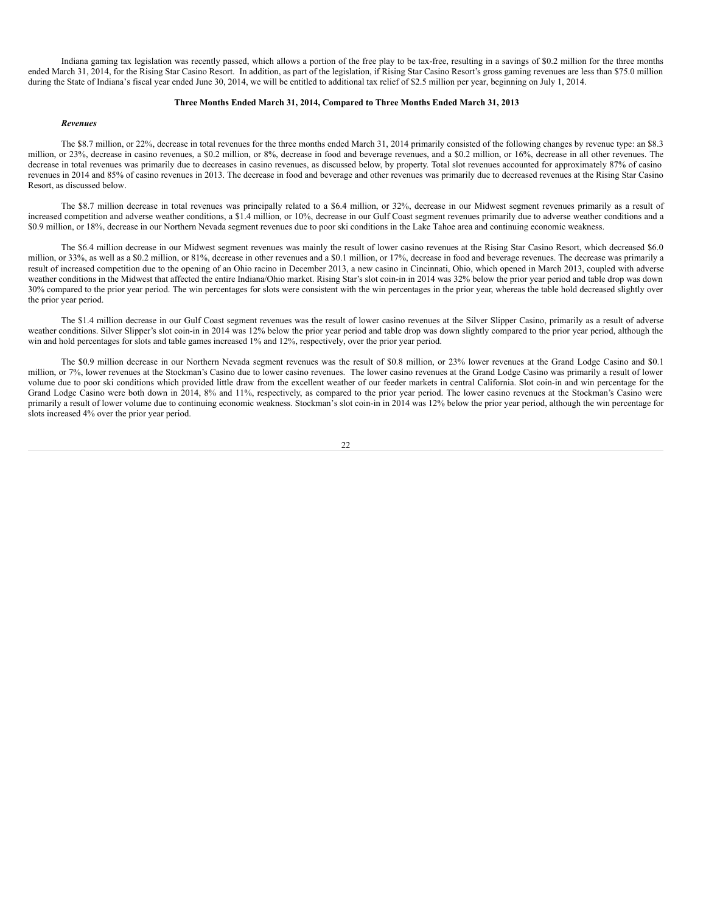Indiana gaming tax legislation was recently passed, which allows a portion of the free play to be tax-free, resulting in a savings of $0.2 million for the three months ended March 31, 2014, for the Rising Star Casino Resort. In addition, as part of the legislation, if Rising Star Casino Resort's gross gaming revenues are less than $75.0 million during the State of Indiana's fiscal year ended June 30, 2014, we will be entitled to additional tax relief of $2.5 million per year, beginning on July 1, 2014.

**Three Months Ended March 31, 2014, Compared to Three Months Ended March 31, 2013**

***Revenues***

The $8.7 million, or 22%, decrease in total revenues for the three months ended March 31, 2014 primarily consisted of the following changes by revenue type: an $8.3 million, or 23%, decrease in casino revenues, a $0.2 million, or 8%, decrease in food and beverage revenues, and a $0.2 million, or 16%, decrease in all other revenues. The decrease in total revenues was primarily due to decreases in casino revenues, as discussed below, by property. Total slot revenues accounted for approximately 87% of casino revenues in 2014 and 85% of casino revenues in 2013. The decrease in food and beverage and other revenues was primarily due to decreased revenues at the Rising Star Casino Resort, as discussed below.

The $8.7 million decrease in total revenues was principally related to a $6.4 million, or 32%, decrease in our Midwest segment revenues primarily as a result of increased competition and adverse weather conditions, a $1.4 million, or 10%, decrease in our Gulf Coast segment revenues primarily due to adverse weather conditions and a $0.9 million, or 18%, decrease in our Northern Nevada segment revenues due to poor ski conditions in the Lake Tahoe area and continuing economic weakness.

The $6.4 million decrease in our Midwest segment revenues was mainly the result of lower casino revenues at the Rising Star Casino Resort, which decreased $6.0 million, or 33%, as well as a $0.2 million, or 81%, decrease in other revenues and a $0.1 million, or 17%, decrease in food and beverage revenues. The decrease was primarily a result of increased competition due to the opening of an Ohio racino in December 2013, a new casino in Cincinnati, Ohio, which opened in March 2013, coupled with adverse weather conditions in the Midwest that affected the entire Indiana/Ohio market. Rising Star's slot coin-in in 2014 was 32% below the prior year period and table drop was down 30% compared to the prior year period. The win percentages for slots were consistent with the win percentages in the prior year, whereas the table hold decreased slightly over the prior year period.

The $1.4 million decrease in our Gulf Coast segment revenues was the result of lower casino revenues at the Silver Slipper Casino, primarily as a result of adverse weather conditions. Silver Slipper's slot coin-in in 2014 was 12% below the prior year period and table drop was down slightly compared to the prior year period, although the win and hold percentages for slots and table games increased 1% and 12%, respectively, over the prior year period.

The $0.9 million decrease in our Northern Nevada segment revenues was the result of $0.8 million, or 23% lower revenues at the Grand Lodge Casino and $0.1 million, or 7%, lower revenues at the Stockman's Casino due to lower casino revenues. The lower casino revenues at the Grand Lodge Casino was primarily a result of lower volume due to poor ski conditions which provided little draw from the excellent weather of our feeder markets in central California. Slot coin-in and win percentage for the Grand Lodge Casino were both down in 2014, 8% and 11%, respectively, as compared to the prior year period. The lower casino revenues at the Stockman's Casino were primarily a result of lower volume due to continuing economic weakness. Stockman's slot coin-in in 2014 was 12% below the prior year period, although the win percentage for slots increased 4% over the prior year period.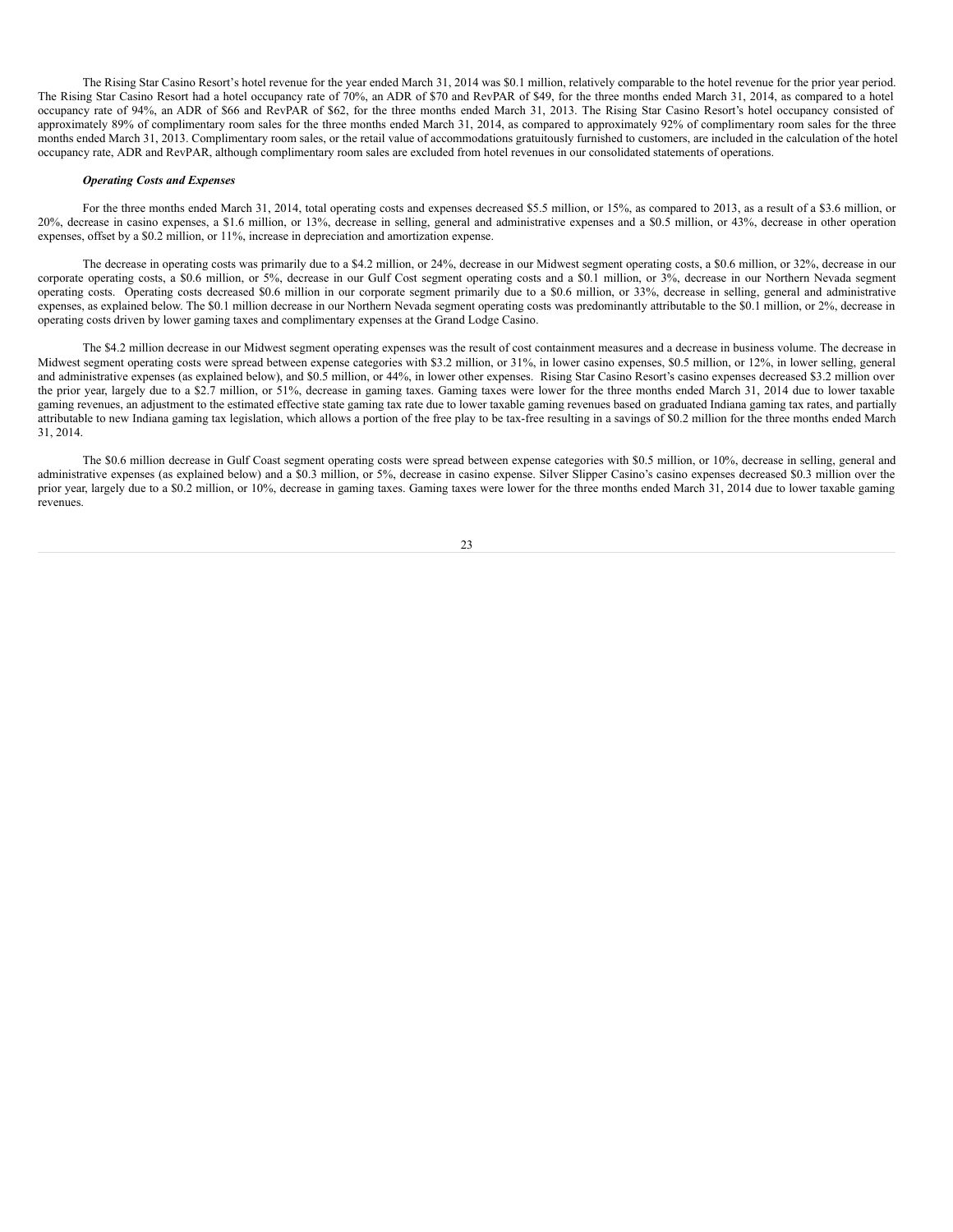The Rising Star Casino Resort's hotel revenue for the year ended March 31, 2014 was $0.1 million, relatively comparable to the hotel revenue for the prior year period. The Rising Star Casino Resort had a hotel occupancy rate of 70%, an ADR of $70 and RevPAR of $49, for the three months ended March 31, 2014, as compared to a hotel occupancy rate of 94%, an ADR of $66 and RevPAR of $62, for the three months ended March 31, 2013. The Rising Star Casino Resort's hotel occupancy consisted of approximately 89% of complimentary room sales for the three months ended March 31, 2014, as compared to approximately 92% of complimentary room sales for the three months ended March 31, 2013. Complimentary room sales, or the retail value of accommodations gratuitously furnished to customers, are included in the calculation of the hotel occupancy rate, ADR and RevPAR, although complimentary room sales are excluded from hotel revenues in our consolidated statements of operations.

***Operating Costs and Expenses***

For the three months ended March 31, 2014, total operating costs and expenses decreased $5.5 million, or 15%, as compared to 2013, as a result of a $3.6 million, or 20%, decrease in casino expenses, a $1.6 million, or 13%, decrease in selling, general and administrative expenses and a $0.5 million, or 43%, decrease in other operation expenses, offset by a $0.2 million, or 11%, increase in depreciation and amortization expense.

The decrease in operating costs was primarily due to a $4.2 million, or 24%, decrease in our Midwest segment operating costs, a $0.6 million, or 32%, decrease in our corporate operating costs, a $0.6 million, or 5%, decrease in our Gulf Cost segment operating costs and a $0.1 million, or 3%, decrease in our Northern Nevada segment operating costs. Operating costs decreased $0.6 million in our corporate segment primarily due to a $0.6 million, or 33%, decrease in selling, general and administrative expenses, as explained below. The $0.1 million decrease in our Northern Nevada segment operating costs was predominantly attributable to the $0.1 million, or 2%, decrease in operating costs driven by lower gaming taxes and complimentary expenses at the Grand Lodge Casino.

The $4.2 million decrease in our Midwest segment operating expenses was the result of cost containment measures and a decrease in business volume. The decrease in Midwest segment operating costs were spread between expense categories with $3.2 million, or 31%, in lower casino expenses, $0.5 million, or 12%, in lower selling, general and administrative expenses (as explained below), and $0.5 million, or 44%, in lower other expenses. Rising Star Casino Resort's casino expenses decreased $3.2 million over the prior year, largely due to a $2.7 million, or 51%, decrease in gaming taxes. Gaming taxes were lower for the three months ended March 31, 2014 due to lower taxable gaming revenues, an adjustment to the estimated effective state gaming tax rate due to lower taxable gaming revenues based on graduated Indiana gaming tax rates, and partially attributable to new Indiana gaming tax legislation, which allows a portion of the free play to be tax-free resulting in a savings of $0.2 million for the three months ended March 31, 2014.

The $0.6 million decrease in Gulf Coast segment operating costs were spread between expense categories with $0.5 million, or 10%, decrease in selling, general and administrative expenses (as explained below) and a $0.3 million, or 5%, decrease in casino expense. Silver Slipper Casino's casino expenses decreased $0.3 million over the prior year, largely due to a $0.2 million, or 10%, decrease in gaming taxes. Gaming taxes were lower for the three months ended March 31, 2014 due to lower taxable gaming revenues.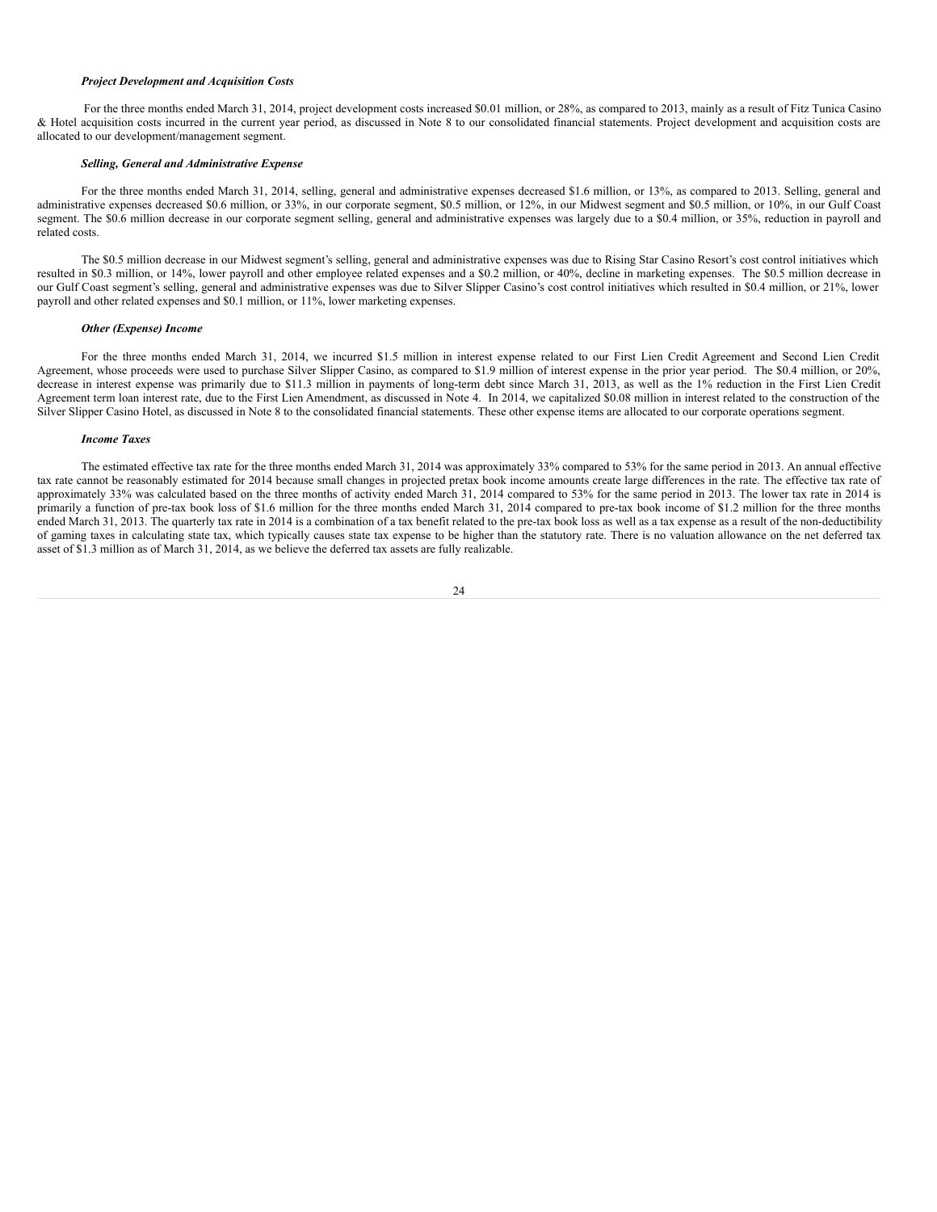***Project Development and Acquisition Costs***

For the three months ended March 31, 2014, project development costs increased $0.01 million, or 28%, as compared to 2013, mainly as a result of Fitz Tunica Casino & Hotel acquisition costs incurred in the current year period, as discussed in Note 8 to our consolidated financial statements. Project development and acquisition costs are allocated to our development/management segment.

***Selling, General and Administrative Expense***

For the three months ended March 31, 2014, selling, general and administrative expenses decreased $1.6 million, or 13%, as compared to 2013. Selling, general and administrative expenses decreased $0.6 million, or 33%, in our corporate segment, $0.5 million, or 12%, in our Midwest segment and $0.5 million, or 10%, in our Gulf Coast segment. The $0.6 million decrease in our corporate segment selling, general and administrative expenses was largely due to a $0.4 million, or 35%, reduction in payroll and related costs.

The $0.5 million decrease in our Midwest segment's selling, general and administrative expenses was due to Rising Star Casino Resort's cost control initiatives which resulted in $0.3 million, or 14%, lower payroll and other employee related expenses and a $0.2 million, or 40%, decline in marketing expenses. The $0.5 million decrease in our Gulf Coast segment's selling, general and administrative expenses was due to Silver Slipper Casino's cost control initiatives which resulted in $0.4 million, or 21%, lower payroll and other related expenses and $0.1 million, or 11%, lower marketing expenses.

***Other (Expense) Income***

For the three months ended March 31, 2014, we incurred $1.5 million in interest expense related to our First Lien Credit Agreement and Second Lien Credit Agreement, whose proceeds were used to purchase Silver Slipper Casino, as compared to $1.9 million of interest expense in the prior year period. The $0.4 million, or 20%, decrease in interest expense was primarily due to $11.3 million in payments of long-term debt since March 31, 2013, as well as the 1% reduction in the First Lien Credit Agreement term loan interest rate, due to the First Lien Amendment, as discussed in Note 4. In 2014, we capitalized $0.08 million in interest related to the construction of the Silver Slipper Casino Hotel, as discussed in Note 8 to the consolidated financial statements. These other expense items are allocated to our corporate operations segment.

***Income Taxes***

The estimated effective tax rate for the three months ended March 31, 2014 was approximately 33% compared to 53% for the same period in 2013. An annual effective tax rate cannot be reasonably estimated for 2014 because small changes in projected pretax book income amounts create large differences in the rate. The effective tax rate of approximately 33% was calculated based on the three months of activity ended March 31, 2014 compared to 53% for the same period in 2013. The lower tax rate in 2014 is primarily a function of pre-tax book loss of $1.6 million for the three months ended March 31, 2014 compared to pre-tax book income of $1.2 million for the three months ended March 31, 2013. The quarterly tax rate in 2014 is a combination of a tax benefit related to the pre-tax book loss as well as a tax expense as a result of the non-deductibility of gaming taxes in calculating state tax, which typically causes state tax expense to be higher than the statutory rate. There is no valuation allowance on the net deferred tax asset of $1.3 million as of March 31, 2014, as we believe the deferred tax assets are fully realizable.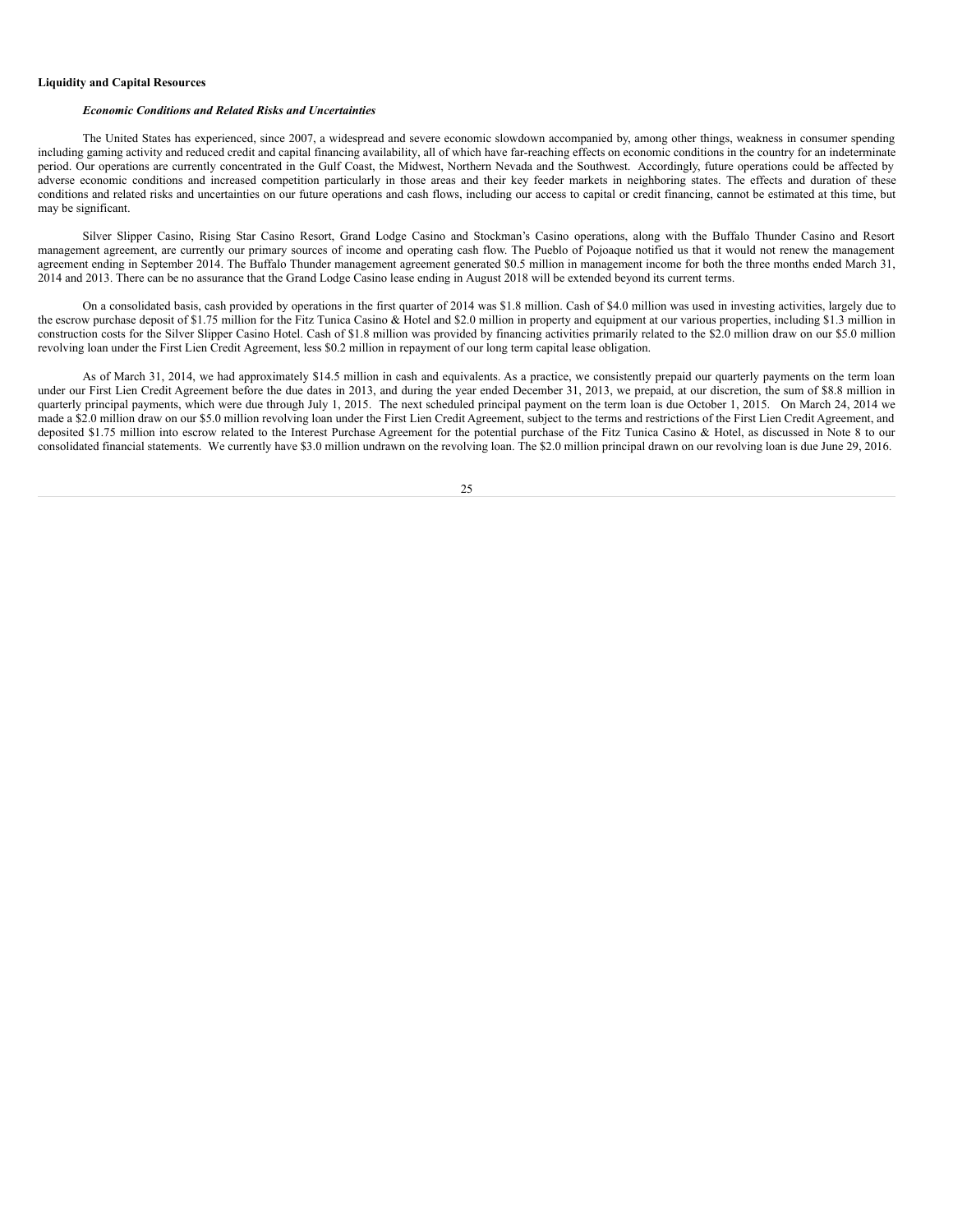**Liquidity and Capital Resources**

***Economic Conditions and Related Risks and Uncertainties***

The United States has experienced, since 2007, a widespread and severe economic slowdown accompanied by, among other things, weakness in consumer spending including gaming activity and reduced credit and capital financing availability, all of which have far-reaching effects on economic conditions in the country for an indeterminate period. Our operations are currently concentrated in the Gulf Coast, the Midwest, Northern Nevada and the Southwest. Accordingly, future operations could be affected by adverse economic conditions and increased competition particularly in those areas and their key feeder markets in neighboring states. The effects and duration of these conditions and related risks and uncertainties on our future operations and cash flows, including our access to capital or credit financing, cannot be estimated at this time, but may be significant.

Silver Slipper Casino, Rising Star Casino Resort, Grand Lodge Casino and Stockman's Casino operations, along with the Buffalo Thunder Casino and Resort management agreement, are currently our primary sources of income and operating cash flow. The Pueblo of Pojoaque notified us that it would not renew the management agreement ending in September 2014. The Buffalo Thunder management agreement generated $0.5 million in management income for both the three months ended March 31, 2014 and 2013. There can be no assurance that the Grand Lodge Casino lease ending in August 2018 will be extended beyond its current terms.

On a consolidated basis, cash provided by operations in the first quarter of 2014 was $1.8 million. Cash of $4.0 million was used in investing activities, largely due to the escrow purchase deposit of $1.75 million for the Fitz Tunica Casino & Hotel and $2.0 million in property and equipment at our various properties, including $1.3 million in construction costs for the Silver Slipper Casino Hotel. Cash of $1.8 million was provided by financing activities primarily related to the $2.0 million draw on our $5.0 million revolving loan under the First Lien Credit Agreement, less $0.2 million in repayment of our long term capital lease obligation.

As of March 31, 2014, we had approximately $14.5 million in cash and equivalents. As a practice, we consistently prepaid our quarterly payments on the term loan under our First Lien Credit Agreement before the due dates in 2013, and during the year ended December 31, 2013, we prepaid, at our discretion, the sum of $8.8 million in quarterly principal payments, which were due through July 1, 2015. The next scheduled principal payment on the term loan is due October 1, 2015. On March 24, 2014 we made a $2.0 million draw on our $5.0 million revolving loan under the First Lien Credit Agreement, subject to the terms and restrictions of the First Lien Credit Agreement, and deposited $1.75 million into escrow related to the Interest Purchase Agreement for the potential purchase of the Fitz Tunica Casino & Hotel, as discussed in Note 8 to our consolidated financial statements. We currently have $3.0 million undrawn on the revolving loan. The $2.0 million principal drawn on our revolving loan is due June 29, 2016.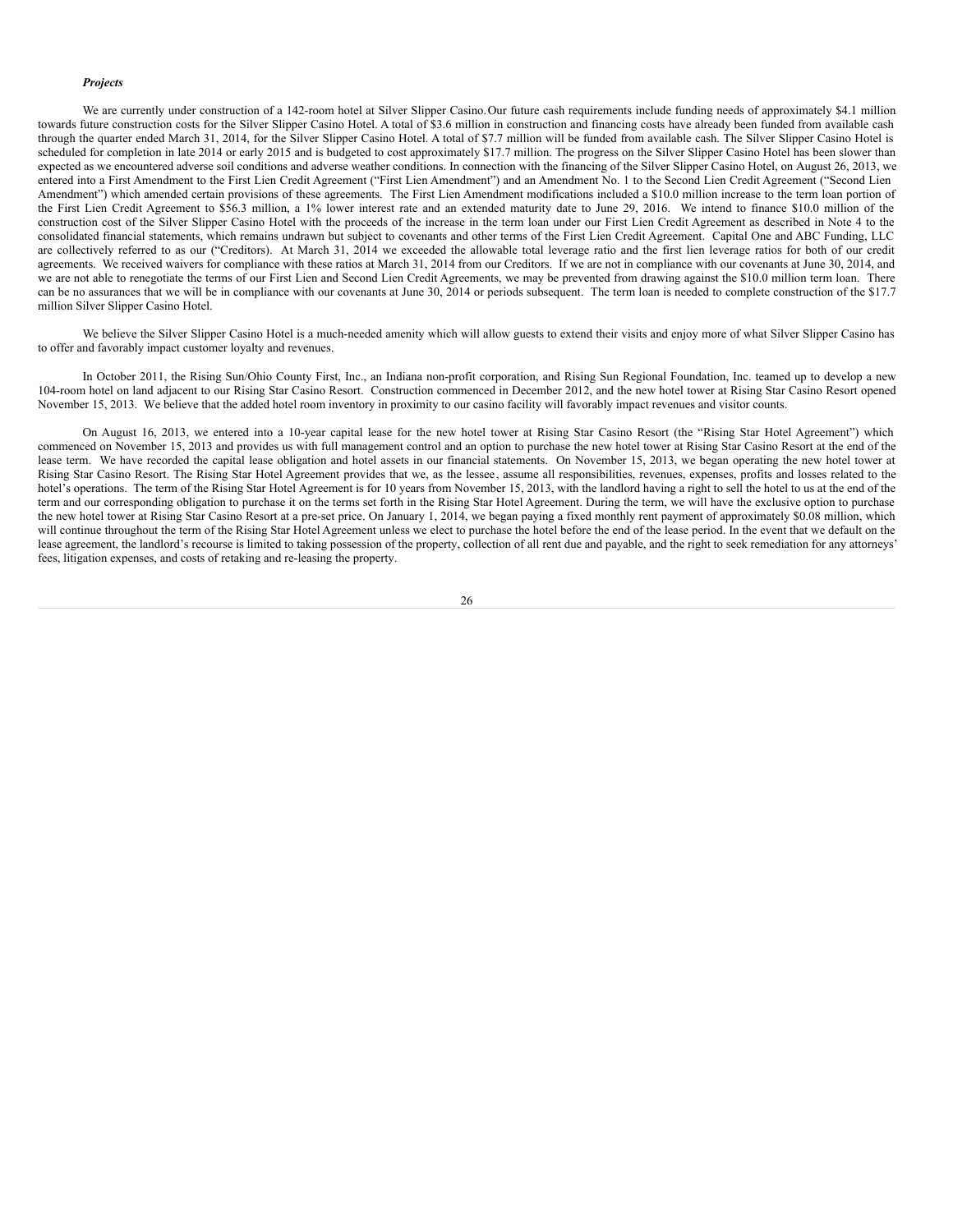***Projects***

We are currently under construction of a 142-room hotel at Silver Slipper Casino. Our future cash requirements include funding needs of approximately $4.1 million towards future construction costs for the Silver Slipper Casino Hotel. A total of $3.6 million in construction and financing costs have already been funded from available cash through the quarter ended March 31, 2014, for the Silver Slipper Casino Hotel. A total of $7.7 million will be funded from available cash. The Silver Slipper Casino Hotel is scheduled for completion in late 2014 or early 2015 and is budgeted to cost approximately $17.7 million. The progress on the Silver Slipper Casino Hotel has been slower than expected as we encountered adverse soil conditions and adverse weather conditions. In connection with the financing of the Silver Slipper Casino Hotel, on August 26, 2013, we entered into a First Amendment to the First Lien Credit Agreement ("First Lien Amendment") and an Amendment No. 1 to the Second Lien Credit Agreement ("Second Lien Amendment") which amended certain provisions of these agreements. The First Lien Amendment modifications included a $10.0 million increase to the term loan portion of the First Lien Credit Agreement to $56.3 million, a 1% lower interest rate and an extended maturity date to June 29, 2016. We intend to finance $10.0 million of the construction cost of the Silver Slipper Casino Hotel with the proceeds of the increase in the term loan under our First Lien Credit Agreement as described in Note 4 to the consolidated financial statements, which remains undrawn but subject to covenants and other terms of the First Lien Credit Agreement. Capital One and ABC Funding, LLC are collectively referred to as our ("Creditors). At March 31, 2014 we exceeded the allowable total leverage ratio and the first lien leverage ratios for both of our credit agreements. We received waivers for compliance with these ratios at March 31, 2014 from our Creditors. If we are not in compliance with our covenants at June 30, 2014, and we are not able to renegotiate the terms of our First Lien and Second Lien Credit Agreements, we may be prevented from drawing against the $10.0 million term loan. There can be no assurances that we will be in compliance with our covenants at June 30, 2014 or periods subsequent. The term loan is needed to complete construction of the $17.7 million Silver Slipper Casino Hotel.

We believe the Silver Slipper Casino Hotel is a much-needed amenity which will allow guests to extend their visits and enjoy more of what Silver Slipper Casino has to offer and favorably impact customer loyalty and revenues.

In October 2011, the Rising Sun/Ohio County First, Inc., an Indiana non-profit corporation, and Rising Sun Regional Foundation, Inc. teamed up to develop a new 104-room hotel on land adjacent to our Rising Star Casino Resort. Construction commenced in December 2012, and the new hotel tower at Rising Star Casino Resort opened November 15, 2013. We believe that the added hotel room inventory in proximity to our casino facility will favorably impact revenues and visitor counts.

On August 16, 2013, we entered into a 10-year capital lease for the new hotel tower at Rising Star Casino Resort (the "Rising Star Hotel Agreement") which commenced on November 15, 2013 and provides us with full management control and an option to purchase the new hotel tower at Rising Star Casino Resort at the end of the lease term. We have recorded the capital lease obligation and hotel assets in our financial statements. On November 15, 2013, we began operating the new hotel tower at Rising Star Casino Resort. The Rising Star Hotel Agreement provides that we, as the lessee, assume all responsibilities, revenues, expenses, profits and losses related to the hotel's operations. The term of the Rising Star Hotel Agreement is for 10 years from November 15, 2013, with the landlord having a right to sell the hotel to us at the end of the term and our corresponding obligation to purchase it on the terms set forth in the Rising Star Hotel Agreement. During the term, we will have the exclusive option to purchase the new hotel tower at Rising Star Casino Resort at a pre-set price. On January 1, 2014, we began paying a fixed monthly rent payment of approximately $0.08 million, which will continue throughout the term of the Rising Star Hotel Agreement unless we elect to purchase the hotel before the end of the lease period. In the event that we default on the lease agreement, the landlord's recourse is limited to taking possession of the property, collection of all rent due and payable, and the right to seek remediation for any attorneys' fees, litigation expenses, and costs of retaking and re-leasing the property.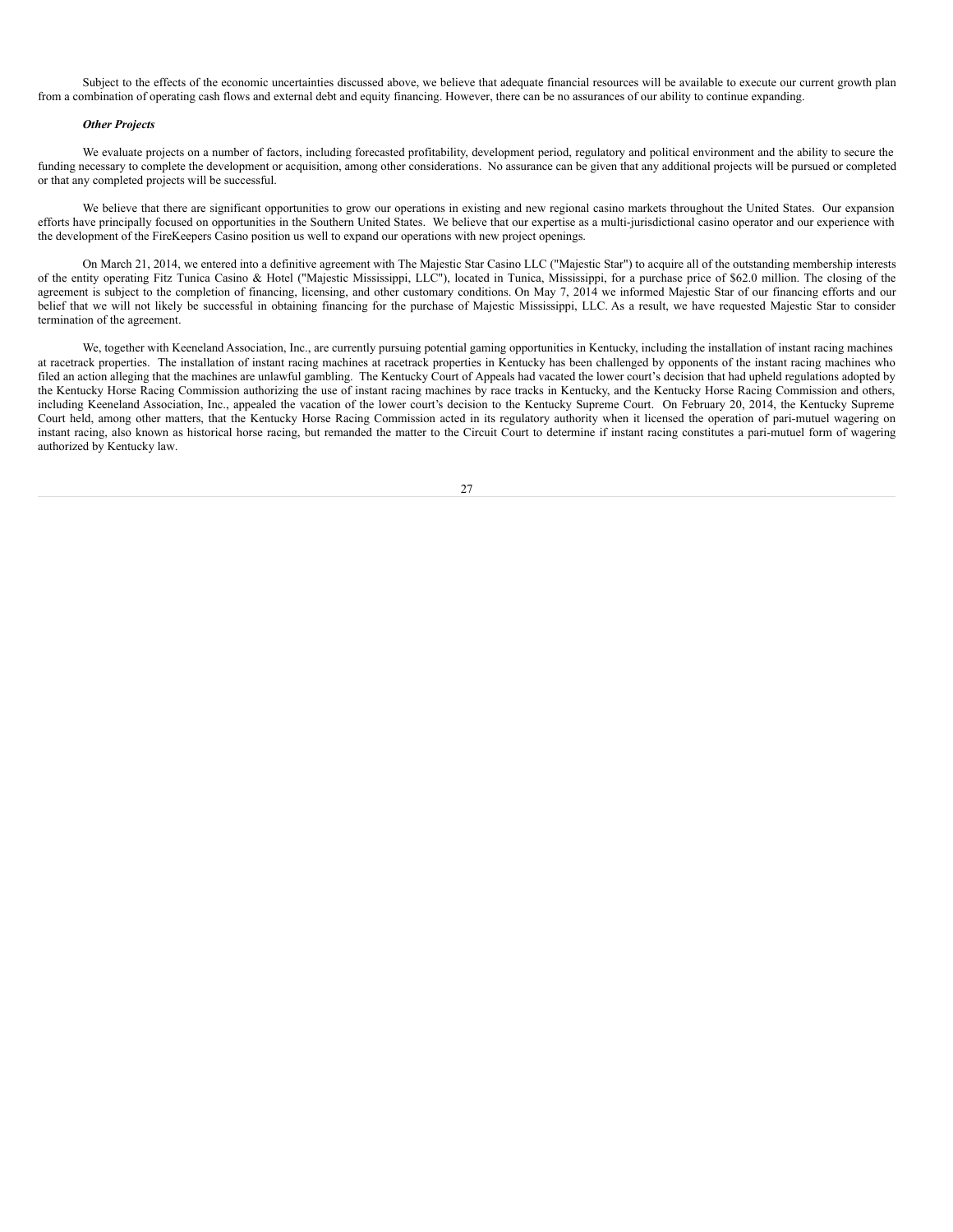Subject to the effects of the economic uncertainties discussed above, we believe that adequate financial resources will be available to execute our current growth plan from a combination of operating cash flows and external debt and equity financing. However, there can be no assurances of our ability to continue expanding.

***Other Projects***

We evaluate projects on a number of factors, including forecasted profitability, development period, regulatory and political environment and the ability to secure the funding necessary to complete the development or acquisition, among other considerations. No assurance can be given that any additional projects will be pursued or completed or that any completed projects will be successful.

We believe that there are significant opportunities to grow our operations in existing and new regional casino markets throughout the United States. Our expansion efforts have principally focused on opportunities in the Southern United States. We believe that our expertise as a multi-jurisdictional casino operator and our experience with the development of the FireKeepers Casino position us well to expand our operations with new project openings.

On March 21, 2014, we entered into a definitive agreement with The Majestic Star Casino LLC ("Majestic Star") to acquire all of the outstanding membership interests of the entity operating Fitz Tunica Casino & Hotel ("Majestic Mississippi, LLC"), located in Tunica, Mississippi, for a purchase price of $62.0 million. The closing of the agreement is subject to the completion of financing, licensing, and other customary conditions. On May 7, 2014 we informed Majestic Star of our financing efforts and our belief that we will not likely be successful in obtaining financing for the purchase of Majestic Mississippi, LLC. As a result, we have requested Majestic Star to consider termination of the agreement.

We, together with Keeneland Association, Inc., are currently pursuing potential gaming opportunities in Kentucky, including the installation of instant racing machines at racetrack properties. The installation of instant racing machines at racetrack properties in Kentucky has been challenged by opponents of the instant racing machines who filed an action alleging that the machines are unlawful gambling. The Kentucky Court of Appeals had vacated the lower court's decision that had upheld regulations adopted by the Kentucky Horse Racing Commission authorizing the use of instant racing machines by race tracks in Kentucky, and the Kentucky Horse Racing Commission and others, including Keeneland Association, Inc., appealed the vacation of the lower court's decision to the Kentucky Supreme Court. On February 20, 2014, the Kentucky Supreme Court held, among other matters, that the Kentucky Horse Racing Commission acted in its regulatory authority when it licensed the operation of pari-mutuel wagering on instant racing, also known as historical horse racing, but remanded the matter to the Circuit Court to determine if instant racing constitutes a pari-mutuel form of wagering authorized by Kentucky law.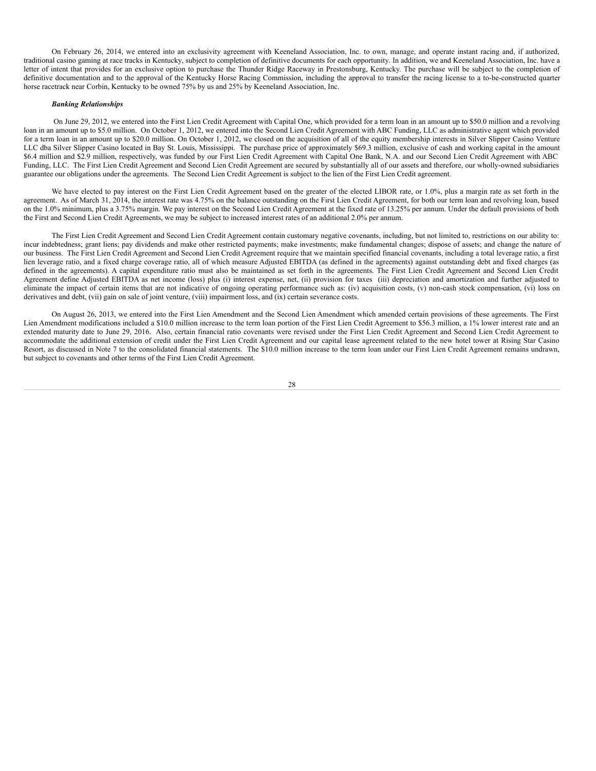On February 26, 2014, we entered into an exclusivity agreement with Keeneland Association, Inc. to own, manage, and operate instant racing and, if authorized, traditional casino gaming at race tracks in Kentucky, subject to completion of definitive documents for each opportunity. In addition, we and Keeneland Association, Inc. have a letter of intent that provides for an exclusive option to purchase the Thunder Ridge Raceway in Prestonsburg, Kentucky. The purchase will be subject to the completion of definitive documentation and to the approval of the Kentucky Horse Racing Commission, including the approval to transfer the racing license to a to-be-constructed quarter horse racetrack near Corbin, Kentucky to be owned 75% by us and 25% by Keeneland Association, Inc.

***Banking Relationships***

On June 29, 2012, we entered into the First Lien Credit Agreement with Capital One, which provided for a term loan in an amount up to $50.0 million and a revolving loan in an amount up to $5.0 million. On October 1, 2012, we entered into the Second Lien Credit Agreement with ABC Funding, LLC as administrative agent which provided for a term loan in an amount up to $20.0 million. On October 1, 2012, we closed on the acquisition of all of the equity membership interests in Silver Slipper Casino Venture LLC dba Silver Slipper Casino located in Bay St. Louis, Mississippi. The purchase price of approximately $69.3 million, exclusive of cash and working capital in the amount $6.4 million and $2.9 million, respectively, was funded by our First Lien Credit Agreement with Capital One Bank, N.A. and our Second Lien Credit Agreement with ABC Funding, LLC. The First Lien Credit Agreement and Second Lien Credit Agreement are secured by substantially all of our assets and therefore, our wholly-owned subsidiaries guarantee our obligations under the agreements. The Second Lien Credit Agreement is subject to the lien of the First Lien Credit agreement.

We have elected to pay interest on the First Lien Credit Agreement based on the greater of the elected LIBOR rate, or 1.0%, plus a margin rate as set forth in the agreement. As of March 31, 2014, the interest rate was 4.75% on the balance outstanding on the First Lien Credit Agreement, for both our term loan and revolving loan, based on the 1.0% minimum, plus a 3.75% margin. We pay interest on the Second Lien Credit Agreement at the fixed rate of 13.25% per annum. Under the default provisions of both the First and Second Lien Credit Agreements, we may be subject to increased interest rates of an additional 2.0% per annum.

The First Lien Credit Agreement and Second Lien Credit Agreement contain customary negative covenants, including, but not limited to, restrictions on our ability to: incur indebtedness; grant liens; pay dividends and make other restricted payments; make investments; make fundamental changes; dispose of assets; and change the nature of our business. The First Lien Credit Agreement and Second Lien Credit Agreement require that we maintain specified financial covenants, including a total leverage ratio, a first lien leverage ratio, and a fixed charge coverage ratio, all of which measure Adjusted EBITDA (as defined in the agreements) against outstanding debt and fixed charges (as defined in the agreements). A capital expenditure ratio must also be maintained as set forth in the agreements. The First Lien Credit Agreement and Second Lien Credit Agreement define Adjusted EBITDA as net income (loss) plus (i) interest expense, net, (ii) provision for taxes (iii) depreciation and amortization and further adjusted to eliminate the impact of certain items that are not indicative of ongoing operating performance such as: (iv) acquisition costs, (v) non-cash stock compensation, (vi) loss on derivatives and debt, (vii) gain on sale of joint venture, (viii) impairment loss, and (ix) certain severance costs.

On August 26, 2013, we entered into the First Lien Amendment and the Second Lien Amendment which amended certain provisions of these agreements. The First Lien Amendment modifications included a $10.0 million increase to the term loan portion of the First Lien Credit Agreement to $56.3 million, a 1% lower interest rate and an extended maturity date to June 29, 2016. Also, certain financial ratio covenants were revised under the First Lien Credit Agreement and Second Lien Credit Agreement to accommodate the additional extension of credit under the First Lien Credit Agreement and our capital lease agreement related to the new hotel tower at Rising Star Casino Resort, as discussed in Note 7 to the consolidated financial statements. The $10.0 million increase to the term loan under our First Lien Credit Agreement remains undrawn, but subject to covenants and other terms of the First Lien Credit Agreement.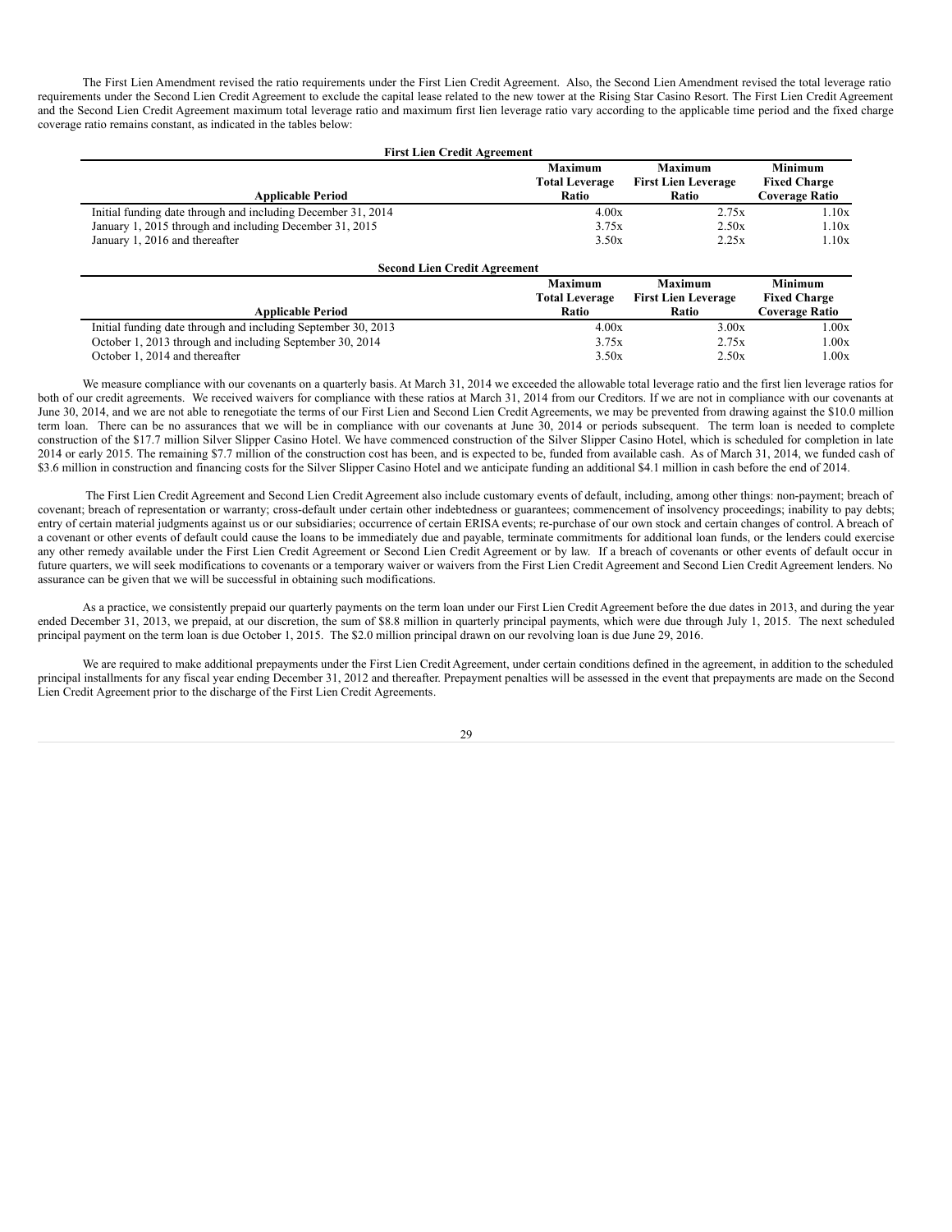The First Lien Amendment revised the ratio requirements under the First Lien Credit Agreement. Also, the Second Lien Amendment revised the total leverage ratio requirements under the Second Lien Credit Agreement to exclude the capital lease related to the new tower at the Rising Star Casino Resort. The First Lien Credit Agreement and the Second Lien Credit Agreement maximum total leverage ratio and maximum first lien leverage ratio vary according to the applicable time period and the fixed charge coverage ratio remains constant, as indicated in the tables below:

**First Lien Credit Agreement**

| Applicable Period | Maximum Total Leverage Ratio | Maximum First Lien Leverage Ratio | Minimum Fixed Charge Coverage Ratio |
|---|---|---|---|
| Initial funding date through and including December 31, 2014 | 4.00x | 2.75x | 1.10x |
| January 1, 2015 through and including December 31, 2015 | 3.75x | 2.50x | 1.10x |
| January 1, 2016 and thereafter | 3.50x | 2.25x | 1.10x |

**Second Lien Credit Agreement**

| Applicable Period | Maximum Total Leverage Ratio | Maximum First Lien Leverage Ratio | Minimum Fixed Charge Coverage Ratio |
|---|---|---|---|
| Initial funding date through and including September 30, 2013 | 4.00x | 3.00x | 1.00x |
| October 1, 2013 through and including September 30, 2014 | 3.75x | 2.75x | 1.00x |
| October 1, 2014 and thereafter | 3.50x | 2.50x | 1.00x |

We measure compliance with our covenants on a quarterly basis. At March 31, 2014 we exceeded the allowable total leverage ratio and the first lien leverage ratios for both of our credit agreements. We received waivers for compliance with these ratios at March 31, 2014 from our Creditors. If we are not in compliance with our covenants at June 30, 2014, and we are not able to renegotiate the terms of our First Lien and Second Lien Credit Agreements, we may be prevented from drawing against the $10.0 million term loan. There can be no assurances that we will be in compliance with our covenants at June 30, 2014 or periods subsequent. The term loan is needed to complete construction of the $17.7 million Silver Slipper Casino Hotel. We have commenced construction of the Silver Slipper Casino Hotel, which is scheduled for completion in late 2014 or early 2015. The remaining $7.7 million of the construction cost has been, and is expected to be, funded from available cash. As of March 31, 2014, we funded cash of $3.6 million in construction and financing costs for the Silver Slipper Casino Hotel and we anticipate funding an additional $4.1 million in cash before the end of 2014.

The First Lien Credit Agreement and Second Lien Credit Agreement also include customary events of default, including, among other things: non-payment; breach of covenant; breach of representation or warranty; cross-default under certain other indebtedness or guarantees; commencement of insolvency proceedings; inability to pay debts; entry of certain material judgments against us or our subsidiaries; occurrence of certain ERISA events; re-purchase of our own stock and certain changes of control. A breach of a covenant or other events of default could cause the loans to be immediately due and payable, terminate commitments for additional loan funds, or the lenders could exercise any other remedy available under the First Lien Credit Agreement or Second Lien Credit Agreement or by law. If a breach of covenants or other events of default occur in future quarters, we will seek modifications to covenants or a temporary waiver or waivers from the First Lien Credit Agreement and Second Lien Credit Agreement lenders. No assurance can be given that we will be successful in obtaining such modifications.

As a practice, we consistently prepaid our quarterly payments on the term loan under our First Lien Credit Agreement before the due dates in 2013, and during the year ended December 31, 2013, we prepaid, at our discretion, the sum of $8.8 million in quarterly principal payments, which were due through July 1, 2015. The next scheduled principal payment on the term loan is due October 1, 2015. The $2.0 million principal drawn on our revolving loan is due June 29, 2016.

We are required to make additional prepayments under the First Lien Credit Agreement, under certain conditions defined in the agreement, in addition to the scheduled principal installments for any fiscal year ending December 31, 2012 and thereafter. Prepayment penalties will be assessed in the event that prepayments are made on the Second Lien Credit Agreement prior to the discharge of the First Lien Credit Agreements.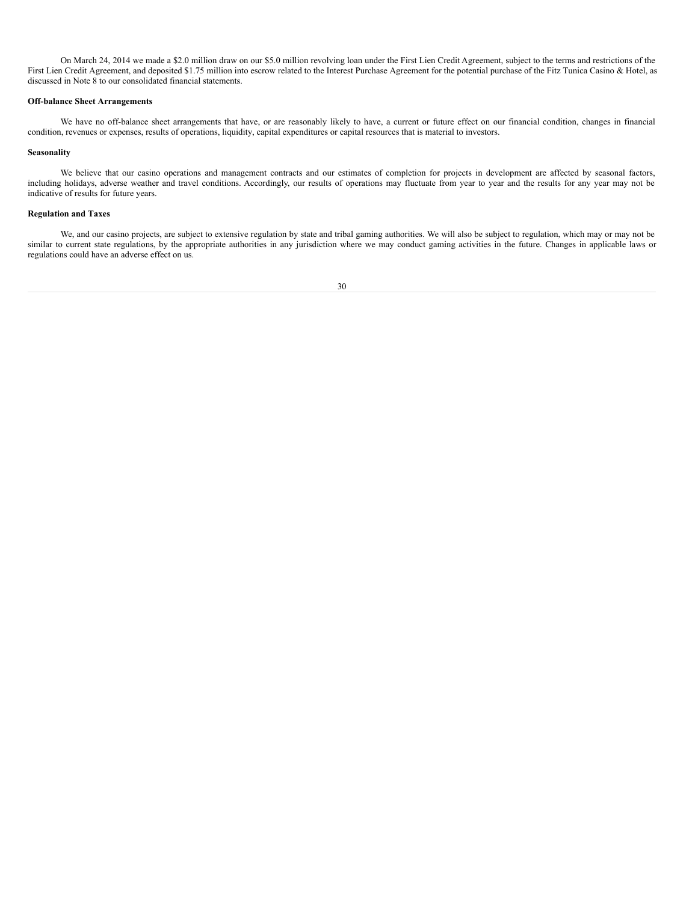On March 24, 2014 we made a $2.0 million draw on our $5.0 million revolving loan under the First Lien Credit Agreement, subject to the terms and restrictions of the First Lien Credit Agreement, and deposited $1.75 million into escrow related to the Interest Purchase Agreement for the potential purchase of the Fitz Tunica Casino & Hotel, as discussed in Note 8 to our consolidated financial statements.

**Off-balance Sheet Arrangements**

We have no off-balance sheet arrangements that have, or are reasonably likely to have, a current or future effect on our financial condition, changes in financial condition, revenues or expenses, results of operations, liquidity, capital expenditures or capital resources that is material to investors.

**Seasonality**

We believe that our casino operations and management contracts and our estimates of completion for projects in development are affected by seasonal factors, including holidays, adverse weather and travel conditions. Accordingly, our results of operations may fluctuate from year to year and the results for any year may not be indicative of results for future years.

**Regulation and Taxes**

We, and our casino projects, are subject to extensive regulation by state and tribal gaming authorities. We will also be subject to regulation, which may or may not be similar to current state regulations, by the appropriate authorities in any jurisdiction where we may conduct gaming activities in the future. Changes in applicable laws or regulations could have an adverse effect on us.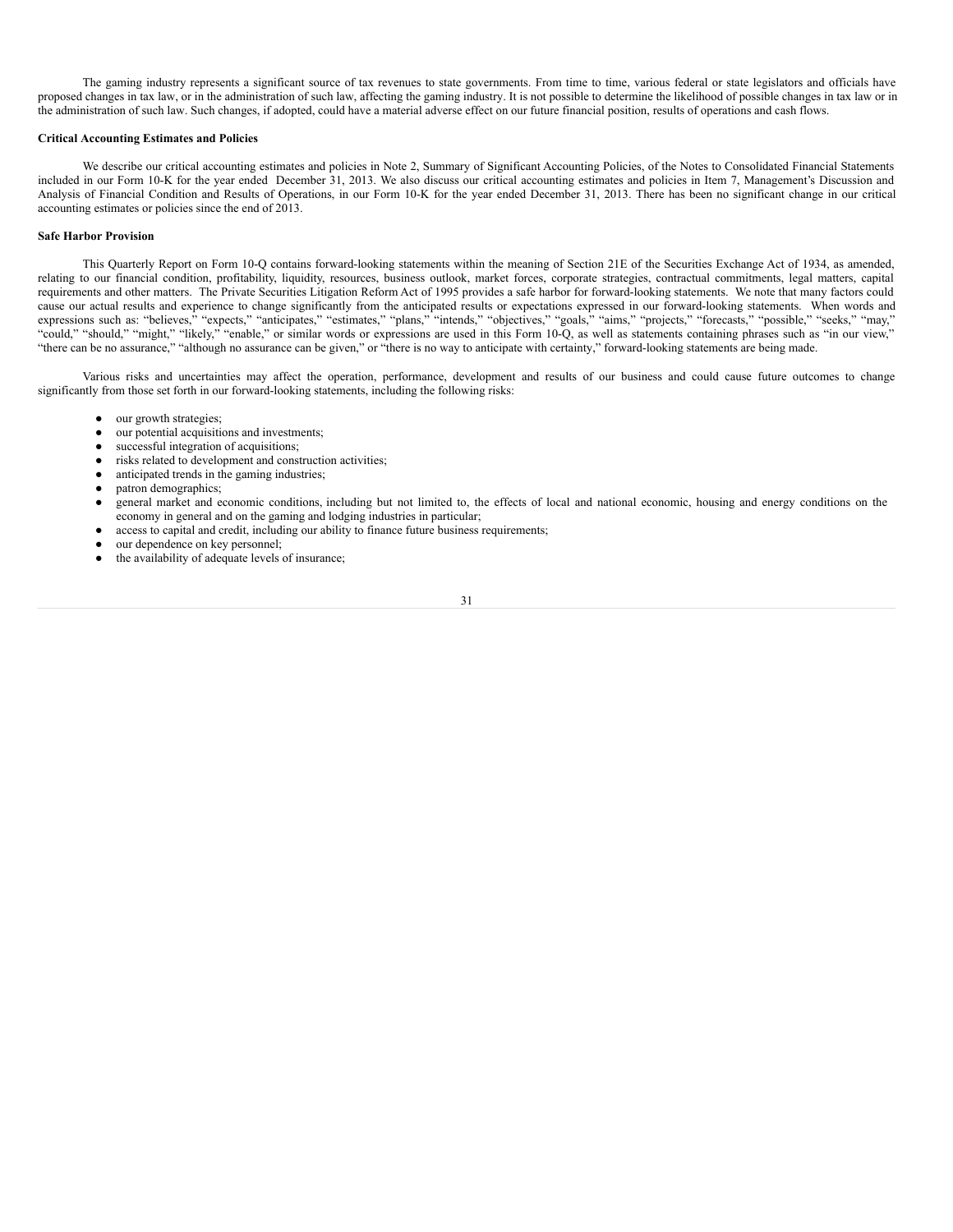The gaming industry represents a significant source of tax revenues to state governments. From time to time, various federal or state legislators and officials have proposed changes in tax law, or in the administration of such law, affecting the gaming industry. It is not possible to determine the likelihood of possible changes in tax law or in the administration of such law. Such changes, if adopted, could have a material adverse effect on our future financial position, results of operations and cash flows.

**Critical Accounting Estimates and Policies**

We describe our critical accounting estimates and policies in Note 2, Summary of Significant Accounting Policies, of the Notes to Consolidated Financial Statements included in our Form 10-K for the year ended December 31, 2013. We also discuss our critical accounting estimates and policies in Item 7, Management's Discussion and Analysis of Financial Condition and Results of Operations, in our Form 10-K for the year ended December 31, 2013. There has been no significant change in our critical accounting estimates or policies since the end of 2013.

**Safe Harbor Provision**

This Quarterly Report on Form 10-Q contains forward-looking statements within the meaning of Section 21E of the Securities Exchange Act of 1934, as amended, relating to our financial condition, profitability, liquidity, resources, business outlook, market forces, corporate strategies, contractual commitments, legal matters, capital requirements and other matters. The Private Securities Litigation Reform Act of 1995 provides a safe harbor for forward-looking statements. We note that many factors could cause our actual results and experience to change significantly from the anticipated results or expectations expressed in our forward-looking statements. When words and expressions such as: "believes," "expects," "anticipates," "estimates," "plans," "intends," "objectives," "goals," "aims," "projects," "forecasts," "possible," "seeks," "may," "could," "should," "might," "likely," "enable," or similar words or expressions are used in this Form 10-Q, as well as statements containing phrases such as "in our view," "there can be no assurance," "although no assurance can be given," or "there is no way to anticipate with certainty," forward-looking statements are being made.

Various risks and uncertainties may affect the operation, performance, development and results of our business and could cause future outcomes to change significantly from those set forth in our forward-looking statements, including the following risks:

- our growth strategies;
- our potential acquisitions and investments;
- successful integration of acquisitions;
- risks related to development and construction activities;
- anticipated trends in the gaming industries;
- patron demographics;
- general market and economic conditions, including but not limited to, the effects of local and national economic, housing and energy conditions on the economy in general and on the gaming and lodging industries in particular;
- access to capital and credit, including our ability to finance future business requirements;
- our dependence on key personnel;
- the availability of adequate levels of insurance;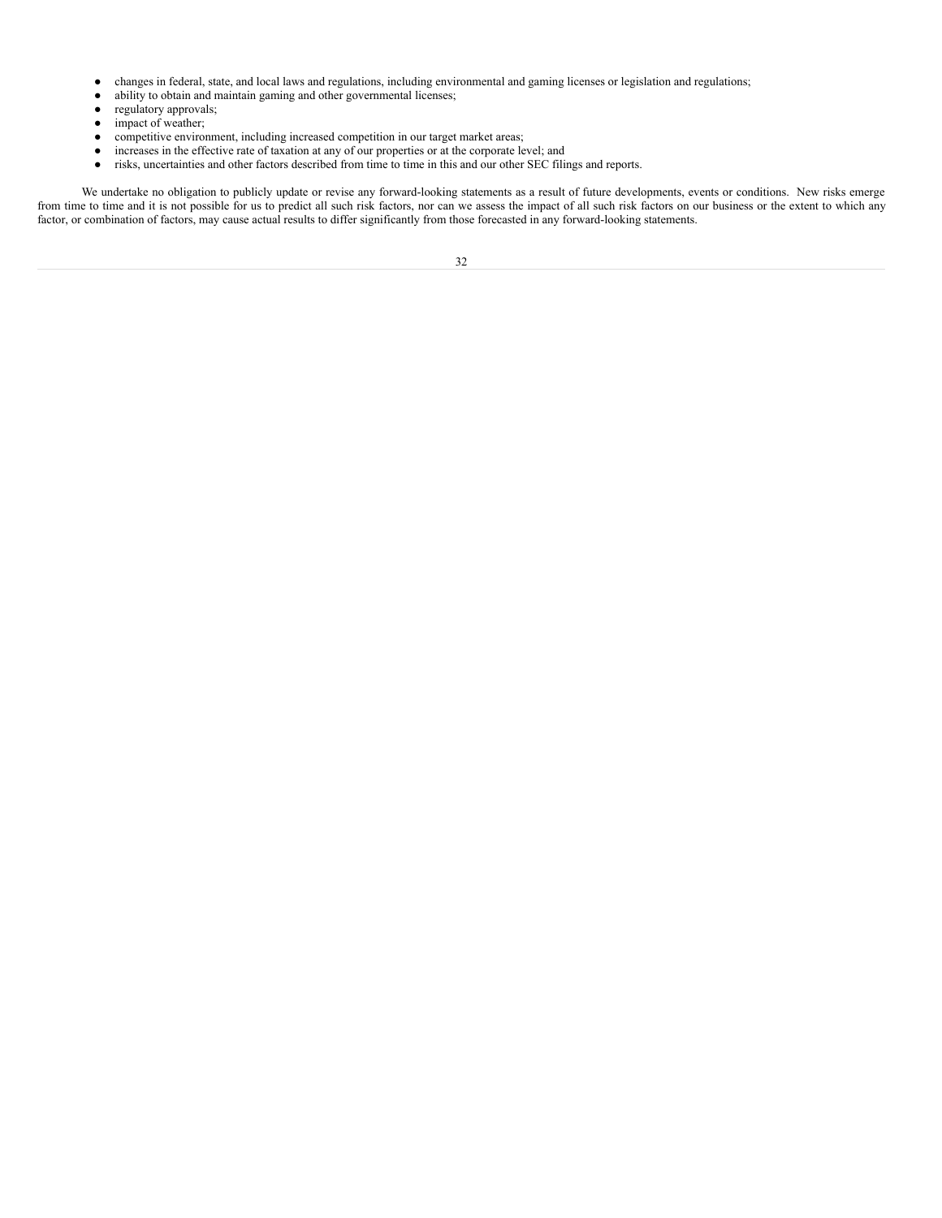- changes in federal, state, and local laws and regulations, including environmental and gaming licenses or legislation and regulations;
- ability to obtain and maintain gaming and other governmental licenses;
- regulatory approvals;
- impact of weather;
- competitive environment, including increased competition in our target market areas;
- increases in the effective rate of taxation at any of our properties or at the corporate level; and
- risks, uncertainties and other factors described from time to time in this and our other SEC filings and reports.

We undertake no obligation to publicly update or revise any forward-looking statements as a result of future developments, events or conditions. New risks emerge from time to time and it is not possible for us to predict all such risk factors, nor can we assess the impact of all such risk factors on our business or the extent to which any factor, or combination of factors, may cause actual results to differ significantly from those forecasted in any forward-looking statements.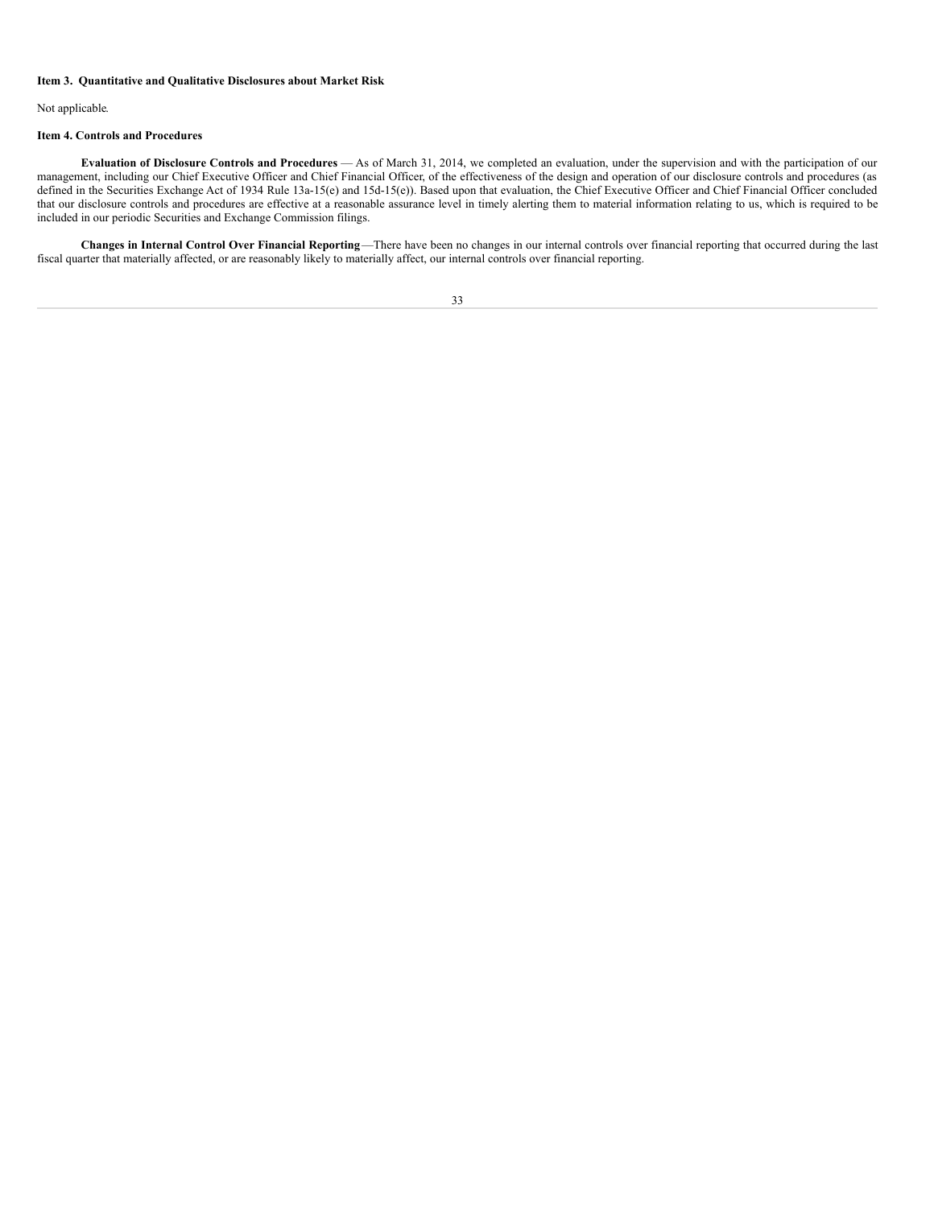**Item 3. Quantitative and Qualitative Disclosures about Market Risk**

Not applicable.

**Item 4. Controls and Procedures**

**Evaluation of Disclosure Controls and Procedures** — As of March 31, 2014, we completed an evaluation, under the supervision and with the participation of our management, including our Chief Executive Officer and Chief Financial Officer, of the effectiveness of the design and operation of our disclosure controls and procedures (as defined in the Securities Exchange Act of 1934 Rule 13a-15(e) and 15d-15(e)). Based upon that evaluation, the Chief Executive Officer and Chief Financial Officer concluded that our disclosure controls and procedures are effective at a reasonable assurance level in timely alerting them to material information relating to us, which is required to be included in our periodic Securities and Exchange Commission filings.

**Changes in Internal Control Over Financial Reporting**—There have been no changes in our internal controls over financial reporting that occurred during the last fiscal quarter that materially affected, or are reasonably likely to materially affect, our internal controls over financial reporting.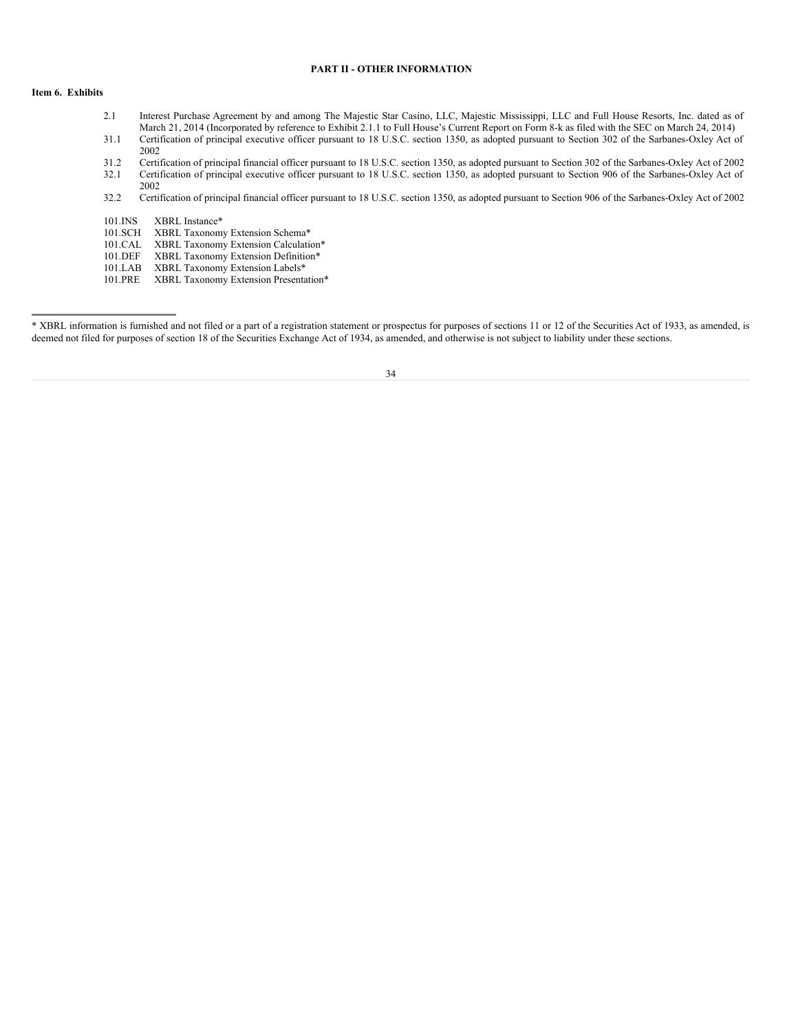## PART II - OTHER INFORMATION

### Item 6. Exhibits

| | |
|---|---|
| 2.1 | Interest Purchase Agreement by and among The Majestic Star Casino, LLC, Majestic Mississippi, LLC and Full House Resorts, Inc. dated as of March 21, 2014 (Incorporated by reference to Exhibit 2.1.1 to Full House's Current Report on Form 8-k as filed with the SEC on March 24, 2014) |
| 31.1 | Certification of principal executive officer pursuant to 18 U.S.C. section 1350, as adopted pursuant to Section 302 of the Sarbanes-Oxley Act of 2002 |
| 31.2 | Certification of principal financial officer pursuant to 18 U.S.C. section 1350, as adopted pursuant to Section 302 of the Sarbanes-Oxley Act of 2002 |
| 32.1 | Certification of principal executive officer pursuant to 18 U.S.C. section 1350, as adopted pursuant to Section 906 of the Sarbanes-Oxley Act of 2002 |
| 32.2 | Certification of principal financial officer pursuant to 18 U.S.C. section 1350, as adopted pursuant to Section 906 of the Sarbanes-Oxley Act of 2002 |
| | |
| 101.INS | XBRL Instance* |
| 101.SCH | XBRL Taxonomy Extension Schema* |
| 101.CAL | XBRL Taxonomy Extension Calculation* |
| 101.DEF | XBRL Taxonomy Extension Definition* |
| 101.LAB | XBRL Taxonomy Extension Labels* |
| 101.PRE | XBRL Taxonomy Extension Presentation* |

---

* XBRL information is furnished and not filed or a part of a registration statement or prospectus for purposes of sections 11 or 12 of the Securities Act of 1933, as amended, is deemed not filed for purposes of section 18 of the Securities Exchange Act of 1934, as amended, and otherwise is not subject to liability under these sections.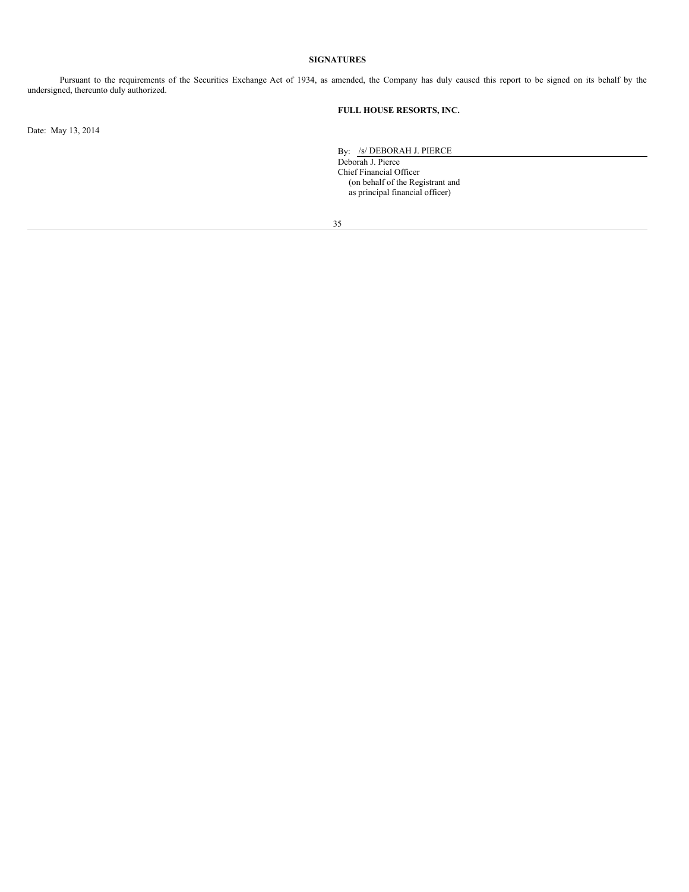## SIGNATURES

Pursuant to the requirements of the Securities Exchange Act of 1934, as amended, the Company has duly caused this report to be signed on its behalf by the undersigned, thereunto duly authorized.

**FULL HOUSE RESORTS, INC.**

Date: May 13, 2014

By: /s/ DEBORAH J. PIERCE

Deborah J. Pierce
Chief Financial Officer
(on behalf of the Registrant and
as principal financial officer)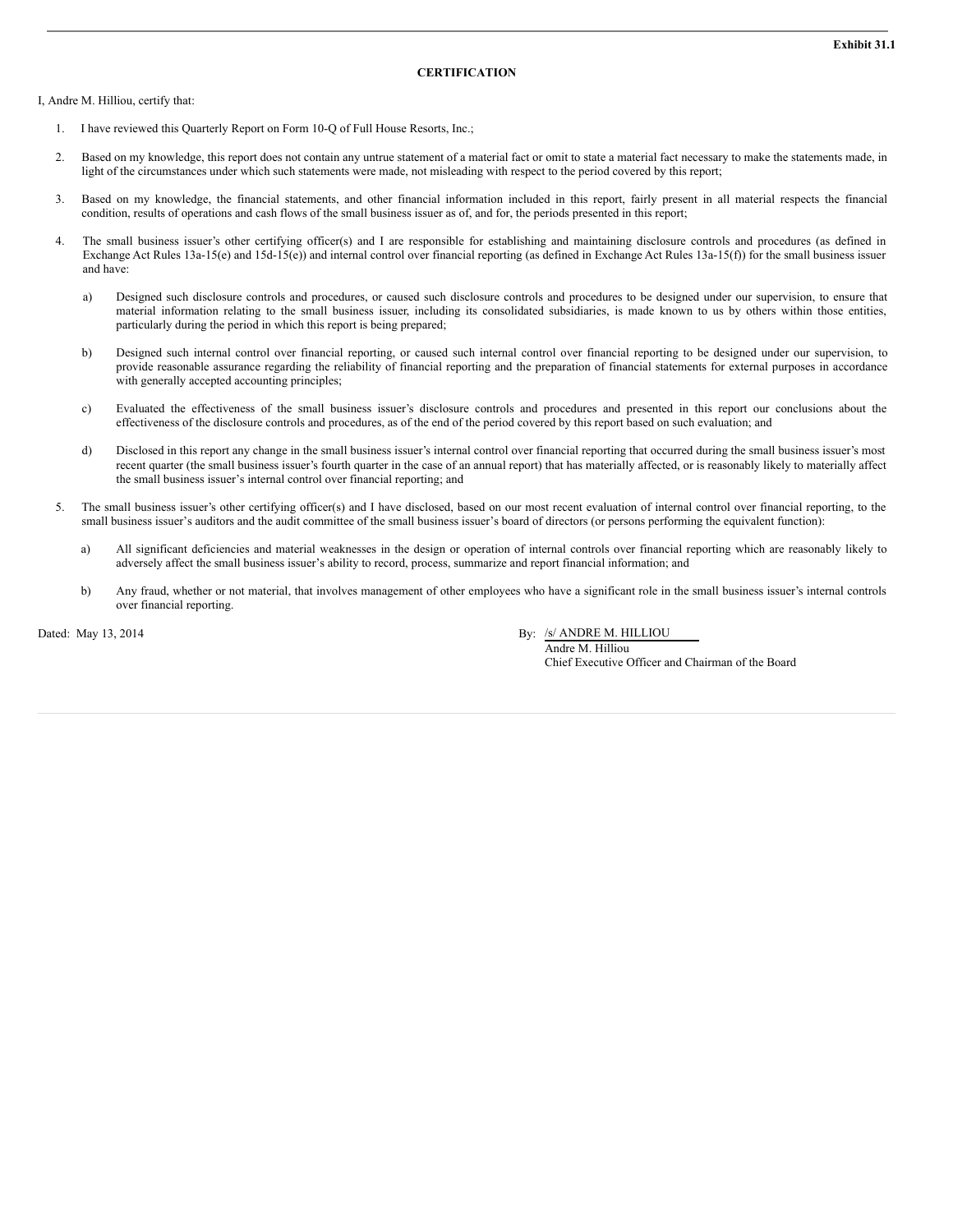**Exhibit 31.1**

**CERTIFICATION**

I, Andre M. Hilliou, certify that:

1. I have reviewed this Quarterly Report on Form 10-Q of Full House Resorts, Inc.;

2. Based on my knowledge, this report does not contain any untrue statement of a material fact or omit to state a material fact necessary to make the statements made, in light of the circumstances under which such statements were made, not misleading with respect to the period covered by this report;

3. Based on my knowledge, the financial statements, and other financial information included in this report, fairly present in all material respects the financial condition, results of operations and cash flows of the small business issuer as of, and for, the periods presented in this report;

4. The small business issuer's other certifying officer(s) and I are responsible for establishing and maintaining disclosure controls and procedures (as defined in Exchange Act Rules 13a-15(e) and 15d-15(e)) and internal control over financial reporting (as defined in Exchange Act Rules 13a-15(f)) for the small business issuer and have:

   a) Designed such disclosure controls and procedures, or caused such disclosure controls and procedures to be designed under our supervision, to ensure that material information relating to the small business issuer, including its consolidated subsidiaries, is made known to us by others within those entities, particularly during the period in which this report is being prepared;

   b) Designed such internal control over financial reporting, or caused such internal control over financial reporting to be designed under our supervision, to provide reasonable assurance regarding the reliability of financial reporting and the preparation of financial statements for external purposes in accordance with generally accepted accounting principles;

   c) Evaluated the effectiveness of the small business issuer's disclosure controls and procedures and presented in this report our conclusions about the effectiveness of the disclosure controls and procedures, as of the end of the period covered by this report based on such evaluation; and

   d) Disclosed in this report any change in the small business issuer's internal control over financial reporting that occurred during the small business issuer's most recent quarter (the small business issuer's fourth quarter in the case of an annual report) that has materially affected, or is reasonably likely to materially affect the small business issuer's internal control over financial reporting; and

5. The small business issuer's other certifying officer(s) and I have disclosed, based on our most recent evaluation of internal control over financial reporting, to the small business issuer's auditors and the audit committee of the small business issuer's board of directors (or persons performing the equivalent function):

   a) All significant deficiencies and material weaknesses in the design or operation of internal controls over financial reporting which are reasonably likely to adversely affect the small business issuer's ability to record, process, summarize and report financial information; and

   b) Any fraud, whether or not material, that involves management of other employees who have a significant role in the small business issuer's internal controls over financial reporting.

Dated: May 13, 2014

By: /s/ ANDRE M. HILLIOU
Andre M. Hilliou
Chief Executive Officer and Chairman of the Board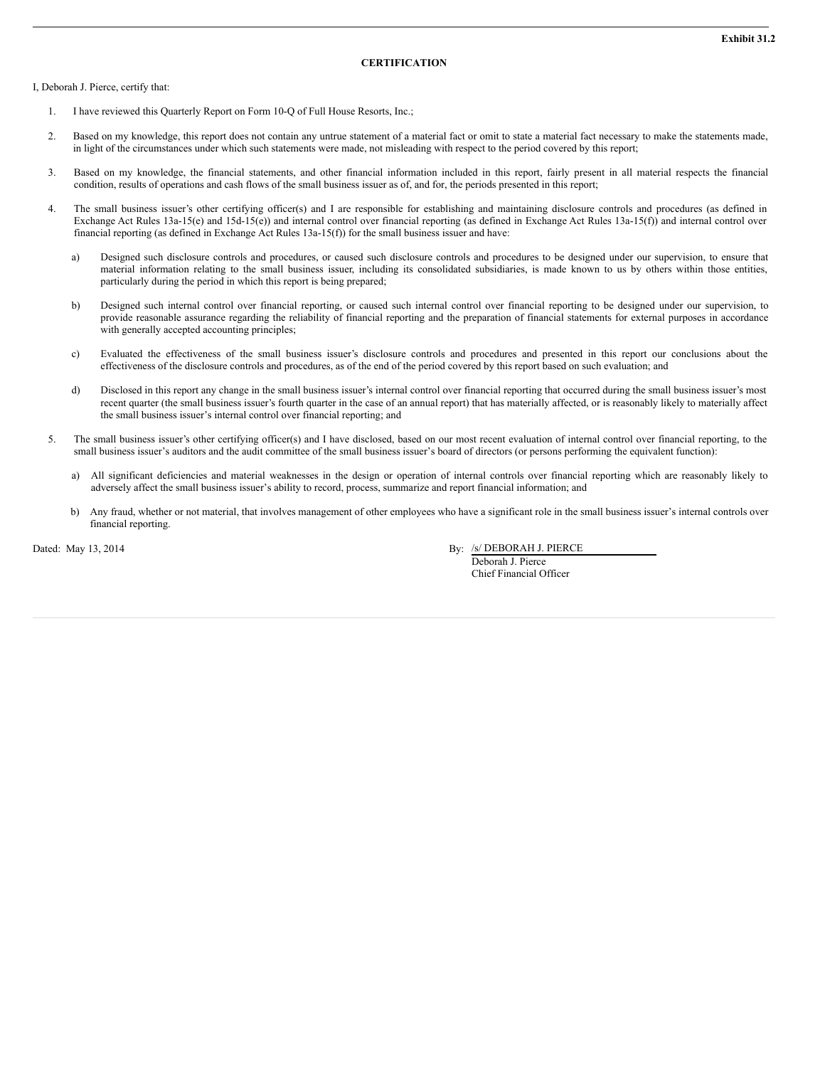**Exhibit 31.2**

**CERTIFICATION**

I, Deborah J. Pierce, certify that:

1. I have reviewed this Quarterly Report on Form 10-Q of Full House Resorts, Inc.;

2. Based on my knowledge, this report does not contain any untrue statement of a material fact or omit to state a material fact necessary to make the statements made, in light of the circumstances under which such statements were made, not misleading with respect to the period covered by this report;

3. Based on my knowledge, the financial statements, and other financial information included in this report, fairly present in all material respects the financial condition, results of operations and cash flows of the small business issuer as of, and for, the periods presented in this report;

4. The small business issuer's other certifying officer(s) and I are responsible for establishing and maintaining disclosure controls and procedures (as defined in Exchange Act Rules 13a-15(e) and 15d-15(e)) and internal control over financial reporting (as defined in Exchange Act Rules 13a-15(f)) and internal control over financial reporting (as defined in Exchange Act Rules 13a-15(f)) for the small business issuer and have:

   a) Designed such disclosure controls and procedures, or caused such disclosure controls and procedures to be designed under our supervision, to ensure that material information relating to the small business issuer, including its consolidated subsidiaries, is made known to us by others within those entities, particularly during the period in which this report is being prepared;

   b) Designed such internal control over financial reporting, or caused such internal control over financial reporting to be designed under our supervision, to provide reasonable assurance regarding the reliability of financial reporting and the preparation of financial statements for external purposes in accordance with generally accepted accounting principles;

   c) Evaluated the effectiveness of the small business issuer's disclosure controls and procedures and presented in this report our conclusions about the effectiveness of the disclosure controls and procedures, as of the end of the period covered by this report based on such evaluation; and

   d) Disclosed in this report any change in the small business issuer's internal control over financial reporting that occurred during the small business issuer's most recent quarter (the small business issuer's fourth quarter in the case of an annual report) that has materially affected, or is reasonably likely to materially affect the small business issuer's internal control over financial reporting; and

5. The small business issuer's other certifying officer(s) and I have disclosed, based on our most recent evaluation of internal control over financial reporting, to the small business issuer's auditors and the audit committee of the small business issuer's board of directors (or persons performing the equivalent function):

   a) All significant deficiencies and material weaknesses in the design or operation of internal controls over financial reporting which are reasonably likely to adversely affect the small business issuer's ability to record, process, summarize and report financial information; and

   b) Any fraud, whether or not material, that involves management of other employees who have a significant role in the small business issuer's internal controls over financial reporting.

Dated: May 13, 2014

By: /s/ DEBORAH J. PIERCE
Deborah J. Pierce
Chief Financial Officer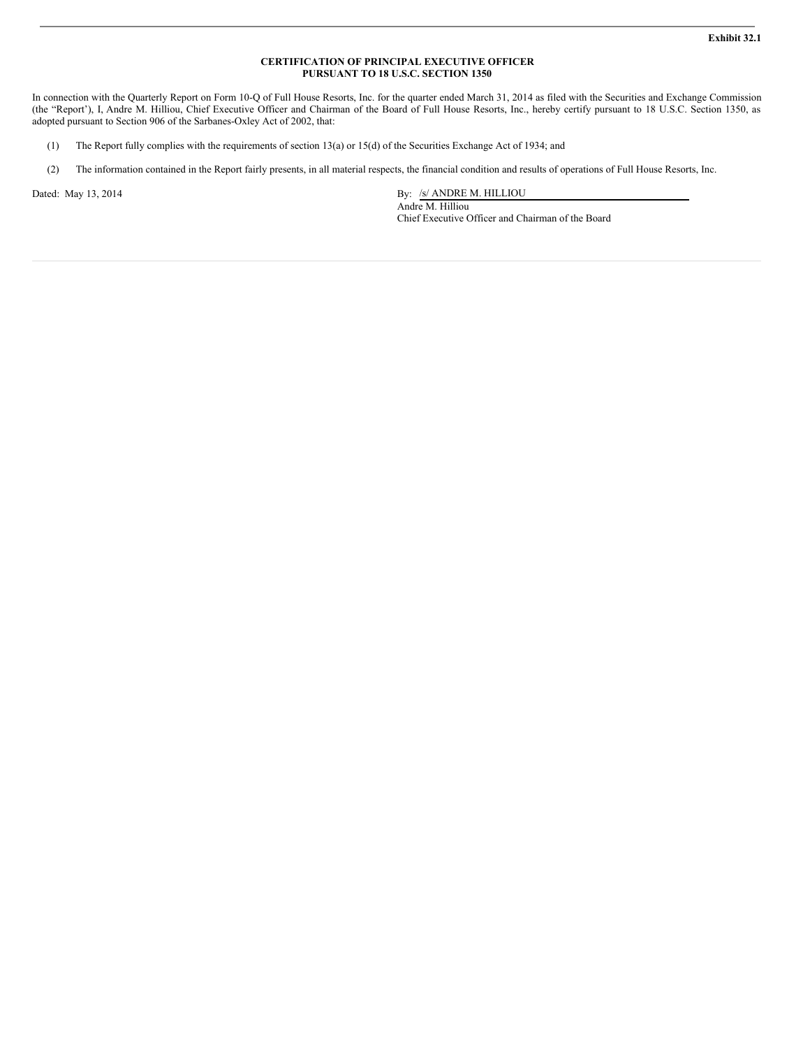**Exhibit 32.1**

**CERTIFICATION OF PRINCIPAL EXECUTIVE OFFICER**
**PURSUANT TO 18 U.S.C. SECTION 1350**

In connection with the Quarterly Report on Form 10-Q of Full House Resorts, Inc. for the quarter ended March 31, 2014 as filed with the Securities and Exchange Commission (the "Report'), I, Andre M. Hilliou, Chief Executive Officer and Chairman of the Board of Full House Resorts, Inc., hereby certify pursuant to 18 U.S.C. Section 1350, as adopted pursuant to Section 906 of the Sarbanes-Oxley Act of 2002, that:

(1) The Report fully complies with the requirements of section 13(a) or 15(d) of the Securities Exchange Act of 1934; and

(2) The information contained in the Report fairly presents, in all material respects, the financial condition and results of operations of Full House Resorts, Inc.

Dated: May 13, 2014

By: /s/ ANDRE M. HILLIOU
Andre M. Hilliou
Chief Executive Officer and Chairman of the Board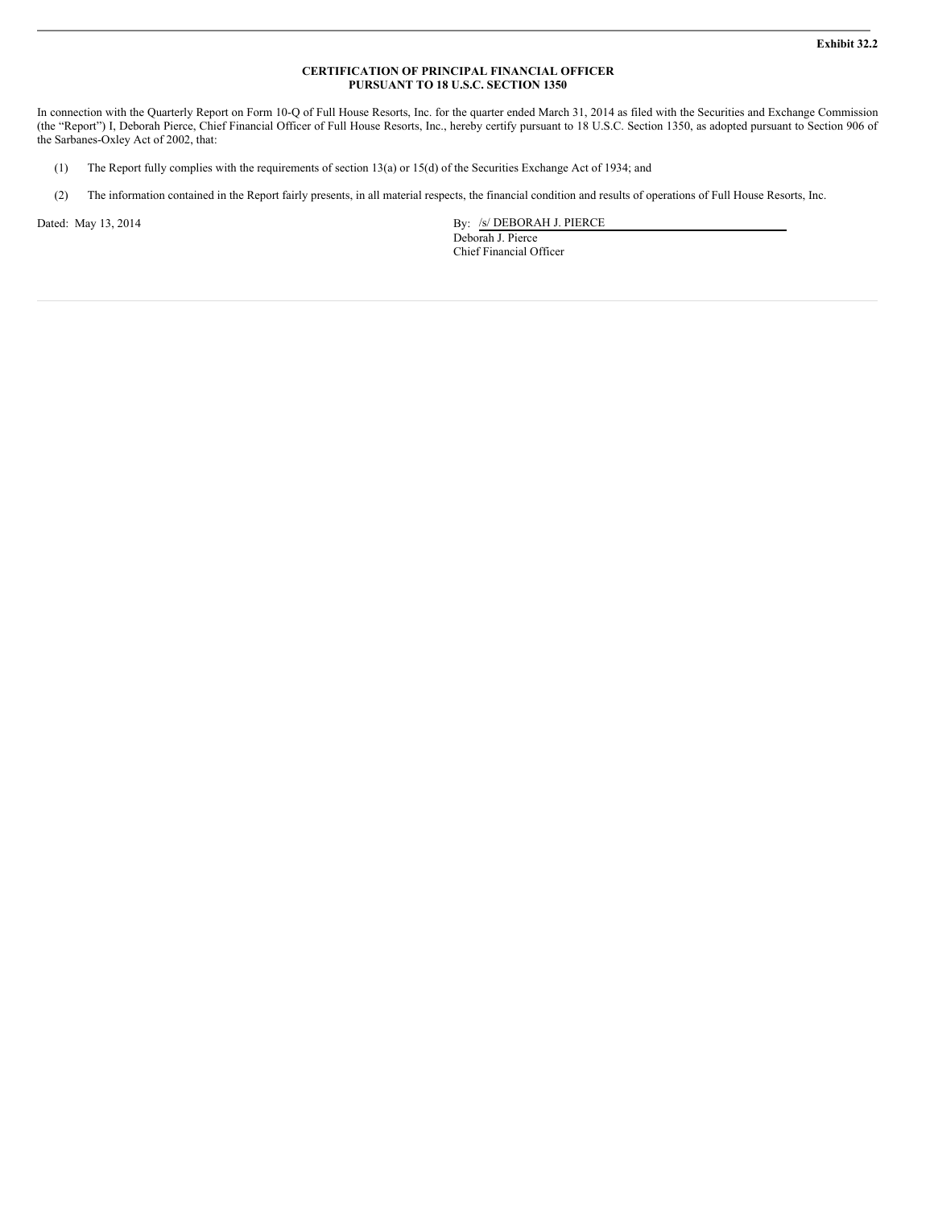**Exhibit 32.2**

**CERTIFICATION OF PRINCIPAL FINANCIAL OFFICER PURSUANT TO 18 U.S.C. SECTION 1350**

In connection with the Quarterly Report on Form 10-Q of Full House Resorts, Inc. for the quarter ended March 31, 2014 as filed with the Securities and Exchange Commission (the "Report") I, Deborah Pierce, Chief Financial Officer of Full House Resorts, Inc., hereby certify pursuant to 18 U.S.C. Section 1350, as adopted pursuant to Section 906 of the Sarbanes-Oxley Act of 2002, that:

(1) The Report fully complies with the requirements of section 13(a) or 15(d) of the Securities Exchange Act of 1934; and

(2) The information contained in the Report fairly presents, in all material respects, the financial condition and results of operations of Full House Resorts, Inc.

Dated: May 13, 2014

By: /s/ DEBORAH J. PIERCE
Deborah J. Pierce
Chief Financial Officer